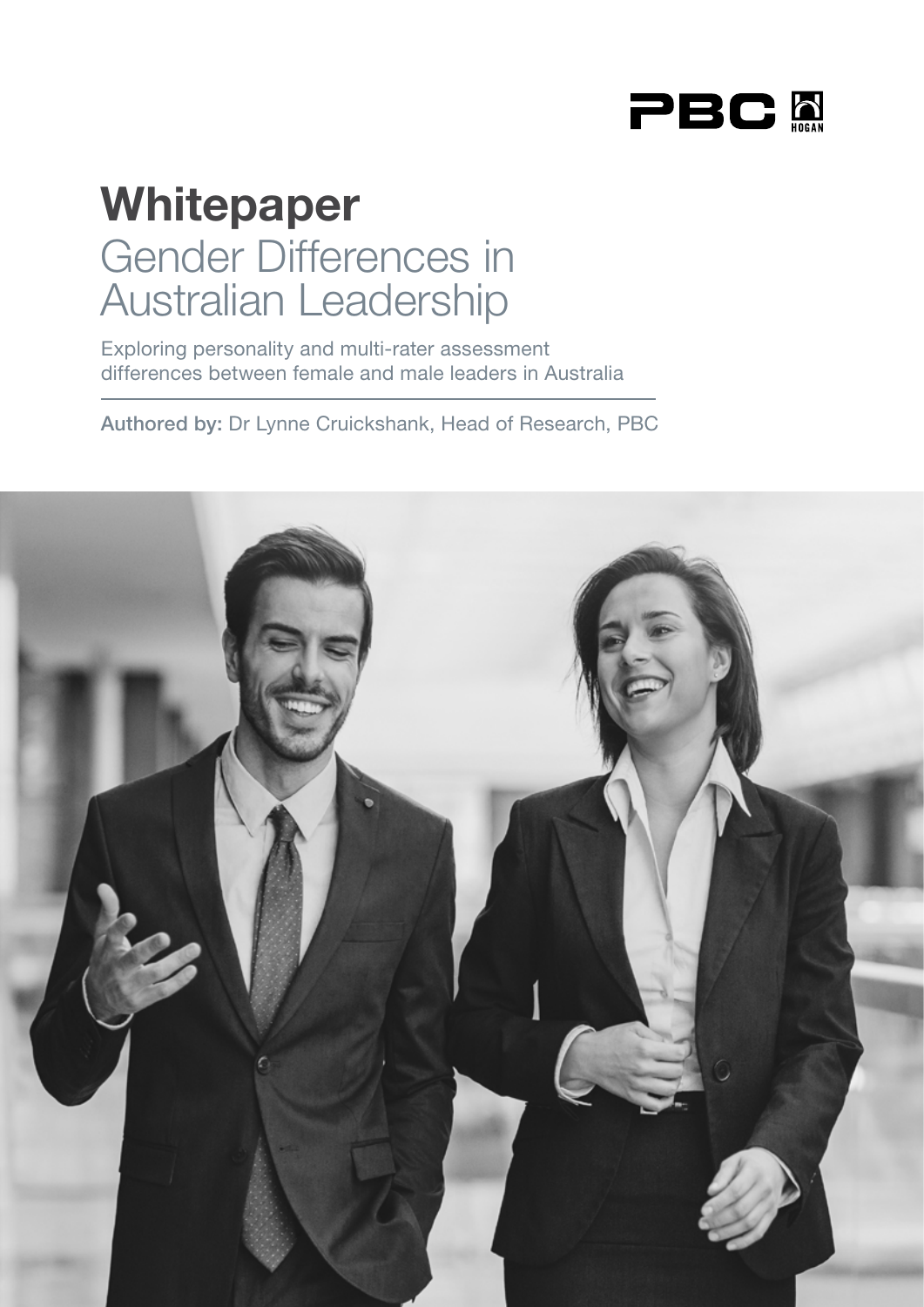PBC HOGAN

# Whitepaper

## Gender Differences in Australian Leadership

Exploring personality and multi-rater assessment differences between female and male leaders in Australia

**Authored by:** Dr Lynne Cruickshank, Head of Research, PBC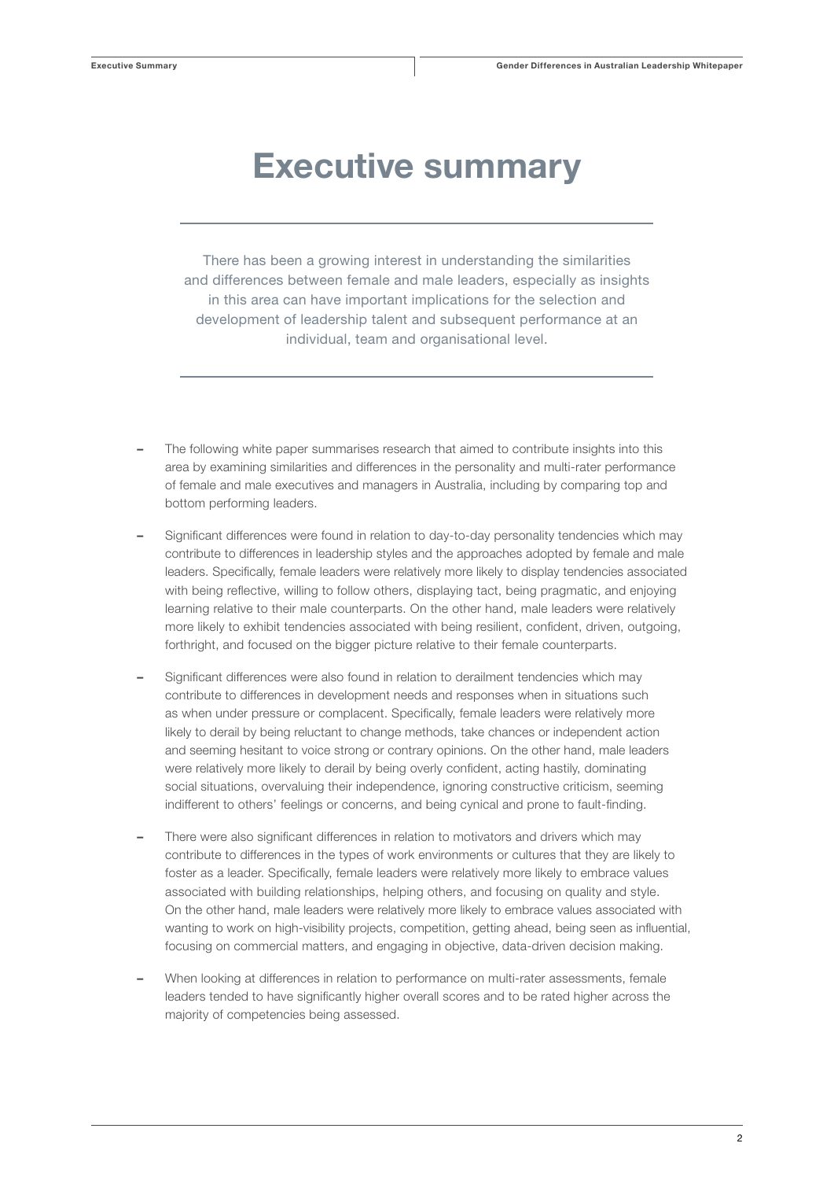# Executive summary

There has been a growing interest in understanding the similarities and differences between female and male leaders, especially as insights in this area can have important implications for the selection and development of leadership talent and subsequent performance at an individual, team and organisational level.

- The following white paper summarises research that aimed to contribute insights into this area by examining similarities and differences in the personality and multi-rater performance of female and male executives and managers in Australia, including by comparing top and bottom performing leaders.

- Significant differences were found in relation to day-to-day personality tendencies which may contribute to differences in leadership styles and the approaches adopted by female and male leaders. Specifically, female leaders were relatively more likely to display tendencies associated with being reflective, willing to follow others, displaying tact, being pragmatic, and enjoying learning relative to their male counterparts. On the other hand, male leaders were relatively more likely to exhibit tendencies associated with being resilient, confident, driven, outgoing, forthright, and focused on the bigger picture relative to their female counterparts.

- Significant differences were also found in relation to derailment tendencies which may contribute to differences in development needs and responses when in situations such as when under pressure or complacent. Specifically, female leaders were relatively more likely to derail by being reluctant to change methods, take chances or independent action and seeming hesitant to voice strong or contrary opinions. On the other hand, male leaders were relatively more likely to derail by being overly confident, acting hastily, dominating social situations, overvaluing their independence, ignoring constructive criticism, seeming indifferent to others' feelings or concerns, and being cynical and prone to fault-finding.

- There were also significant differences in relation to motivators and drivers which may contribute to differences in the types of work environments or cultures that they are likely to foster as a leader. Specifically, female leaders were relatively more likely to embrace values associated with building relationships, helping others, and focusing on quality and style. On the other hand, male leaders were relatively more likely to embrace values associated with wanting to work on high-visibility projects, competition, getting ahead, being seen as influential, focusing on commercial matters, and engaging in objective, data-driven decision making.

- When looking at differences in relation to performance on multi-rater assessments, female leaders tended to have significantly higher overall scores and to be rated higher across the majority of competencies being assessed.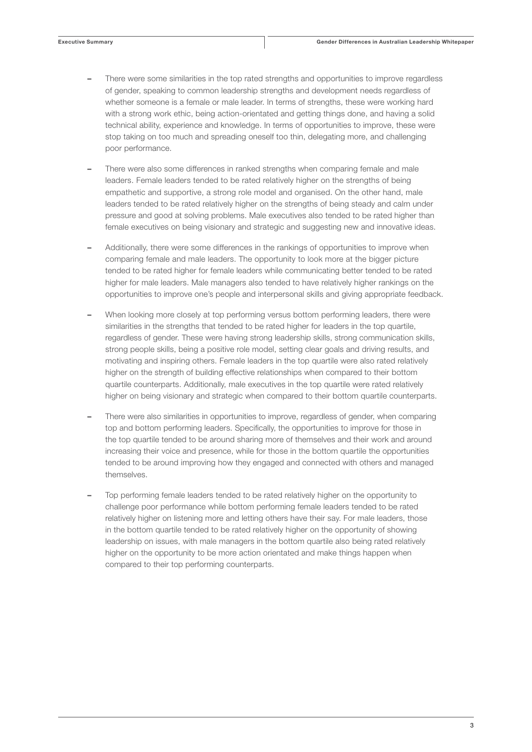- There were some similarities in the top rated strengths and opportunities to improve regardless of gender, speaking to common leadership strengths and development needs regardless of whether someone is a female or male leader. In terms of strengths, these were working hard with a strong work ethic, being action-orientated and getting things done, and having a solid technical ability, experience and knowledge. In terms of opportunities to improve, these were stop taking on too much and spreading oneself too thin, delegating more, and challenging poor performance.

- There were also some differences in ranked strengths when comparing female and male leaders. Female leaders tended to be rated relatively higher on the strengths of being empathetic and supportive, a strong role model and organised. On the other hand, male leaders tended to be rated relatively higher on the strengths of being steady and calm under pressure and good at solving problems. Male executives also tended to be rated higher than female executives on being visionary and strategic and suggesting new and innovative ideas.

- Additionally, there were some differences in the rankings of opportunities to improve when comparing female and male leaders. The opportunity to look more at the bigger picture tended to be rated higher for female leaders while communicating better tended to be rated higher for male leaders. Male managers also tended to have relatively higher rankings on the opportunities to improve one's people and interpersonal skills and giving appropriate feedback.

- When looking more closely at top performing versus bottom performing leaders, there were similarities in the strengths that tended to be rated higher for leaders in the top quartile, regardless of gender. These were having strong leadership skills, strong communication skills, strong people skills, being a positive role model, setting clear goals and driving results, and motivating and inspiring others. Female leaders in the top quartile were also rated relatively higher on the strength of building effective relationships when compared to their bottom quartile counterparts. Additionally, male executives in the top quartile were rated relatively higher on being visionary and strategic when compared to their bottom quartile counterparts.

- There were also similarities in opportunities to improve, regardless of gender, when comparing top and bottom performing leaders. Specifically, the opportunities to improve for those in the top quartile tended to be around sharing more of themselves and their work and around increasing their voice and presence, while for those in the bottom quartile the opportunities tended to be around improving how they engaged and connected with others and managed themselves.

- Top performing female leaders tended to be rated relatively higher on the opportunity to challenge poor performance while bottom performing female leaders tended to be rated relatively higher on listening more and letting others have their say. For male leaders, those in the bottom quartile tended to be rated relatively higher on the opportunity of showing leadership on issues, with male managers in the bottom quartile also being rated relatively higher on the opportunity to be more action orientated and make things happen when compared to their top performing counterparts.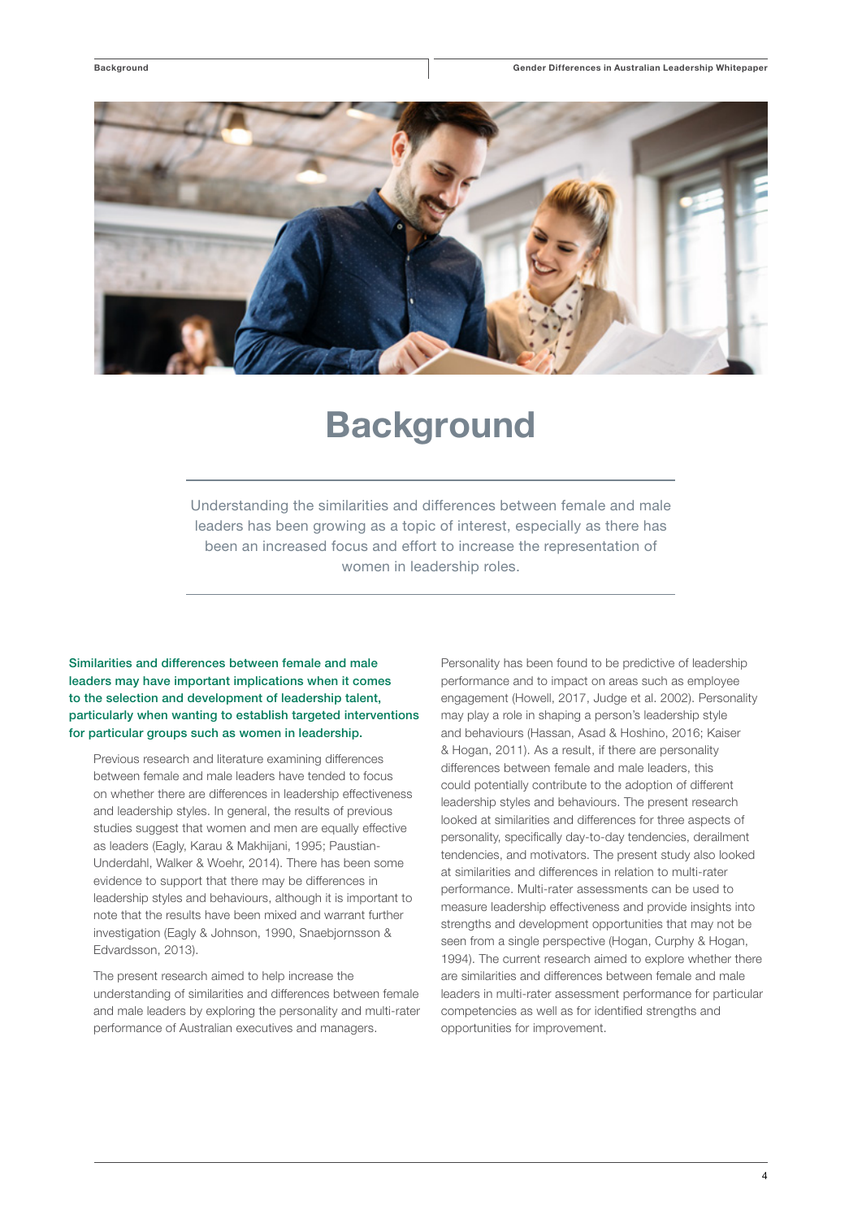# Background

Understanding the similarities and differences between female and male leaders has been growing as a topic of interest, especially as there has been an increased focus and effort to increase the representation of women in leadership roles.

**Similarities and differences between female and male leaders may have important implications when it comes to the selection and development of leadership talent, particularly when wanting to establish targeted interventions for particular groups such as women in leadership.**

Previous research and literature examining differences between female and male leaders have tended to focus on whether there are differences in leadership effectiveness and leadership styles. In general, the results of previous studies suggest that women and men are equally effective as leaders (Eagly, Karau & Makhijani, 1995; Paustian-Underdahl, Walker & Woehr, 2014). There has been some evidence to support that there may be differences in leadership styles and behaviours, although it is important to note that the results have been mixed and warrant further investigation (Eagly & Johnson, 1990, Snaebjornsson & Edvardsson, 2013).

The present research aimed to help increase the understanding of similarities and differences between female and male leaders by exploring the personality and multi-rater performance of Australian executives and managers.

Personality has been found to be predictive of leadership performance and to impact on areas such as employee engagement (Howell, 2017, Judge et al. 2002). Personality may play a role in shaping a person's leadership style and behaviours (Hassan, Asad & Hoshino, 2016; Kaiser & Hogan, 2011). As a result, if there are personality differences between female and male leaders, this could potentially contribute to the adoption of different leadership styles and behaviours. The present research looked at similarities and differences for three aspects of personality, specifically day-to-day tendencies, derailment tendencies, and motivators. The present study also looked at similarities and differences in relation to multi-rater performance. Multi-rater assessments can be used to measure leadership effectiveness and provide insights into strengths and development opportunities that may not be seen from a single perspective (Hogan, Curphy & Hogan, 1994). The current research aimed to explore whether there are similarities and differences between female and male leaders in multi-rater assessment performance for particular competencies as well as for identified strengths and opportunities for improvement.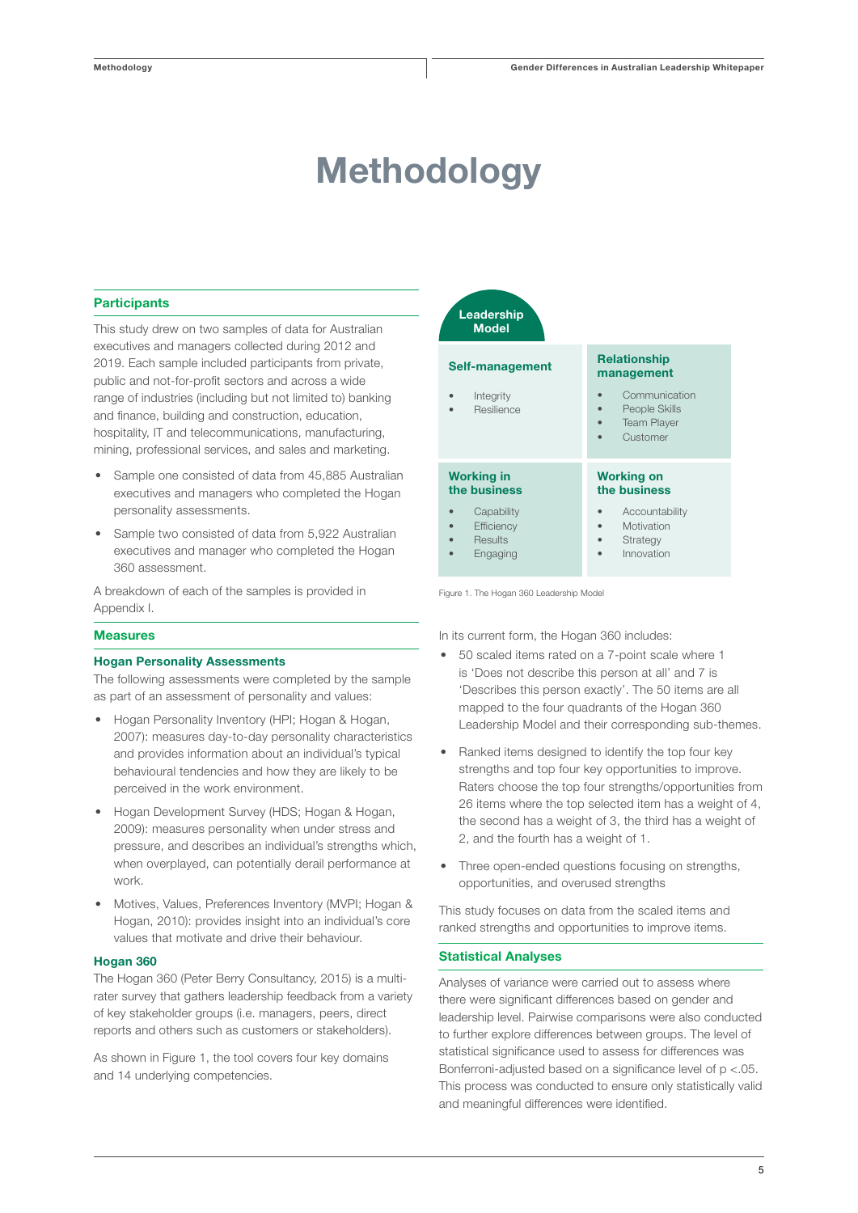# Methodology

## Participants

This study drew on two samples of data for Australian executives and managers collected during 2012 and 2019. Each sample included participants from private, public and not-for-profit sectors and across a wide range of industries (including but not limited to) banking and finance, building and construction, education, hospitality, IT and telecommunications, manufacturing, mining, professional services, and sales and marketing.

- Sample one consisted of data from 45,885 Australian executives and managers who completed the Hogan personality assessments.
- Sample two consisted of data from 5,922 Australian executives and manager who completed the Hogan 360 assessment.

A breakdown of each of the samples is provided in Appendix I.

## Measures

### Hogan Personality Assessments

The following assessments were completed by the sample as part of an assessment of personality and values:

- Hogan Personality Inventory (HPI; Hogan & Hogan, 2007): measures day-to-day personality characteristics and provides information about an individual's typical behavioural tendencies and how they are likely to be perceived in the work environment.
- Hogan Development Survey (HDS; Hogan & Hogan, 2009): measures personality when under stress and pressure, and describes an individual's strengths which, when overplayed, can potentially derail performance at work.
- Motives, Values, Preferences Inventory (MVPI; Hogan & Hogan, 2010): provides insight into an individual's core values that motivate and drive their behaviour.

### Hogan 360

The Hogan 360 (Peter Berry Consultancy, 2015) is a multi-rater survey that gathers leadership feedback from a variety of key stakeholder groups (i.e. managers, peers, direct reports and others such as customers or stakeholders).

As shown in Figure 1, the tool covers four key domains and 14 underlying competencies.

**Leadership Model**

| Self-management | Relationship management |
|---|---|
| • Integrity<br>• Resilience | • Communication<br>• People Skills<br>• Team Player<br>• Customer |
| **Working in the business** | **Working on the business** |
| • Capability<br>• Efficiency<br>• Results<br>• Engaging | • Accountability<br>• Motivation<br>• Strategy<br>• Innovation |

Figure 1. The Hogan 360 Leadership Model

In its current form, the Hogan 360 includes:

- 50 scaled items rated on a 7-point scale where 1 is 'Does not describe this person at all' and 7 is 'Describes this person exactly'. The 50 items are all mapped to the four quadrants of the Hogan 360 Leadership Model and their corresponding sub-themes.
- Ranked items designed to identify the top four key strengths and top four key opportunities to improve. Raters choose the top four strengths/opportunities from 26 items where the top selected item has a weight of 4, the second has a weight of 3, the third has a weight of 2, and the fourth has a weight of 1.
- Three open-ended questions focusing on strengths, opportunities, and overused strengths

This study focuses on data from the scaled items and ranked strengths and opportunities to improve items.

## Statistical Analyses

Analyses of variance were carried out to assess where there were significant differences based on gender and leadership level. Pairwise comparisons were also conducted to further explore differences between groups. The level of statistical significance used to assess for differences was Bonferroni-adjusted based on a significance level of $p < .05$. This process was conducted to ensure only statistically valid and meaningful differences were identified.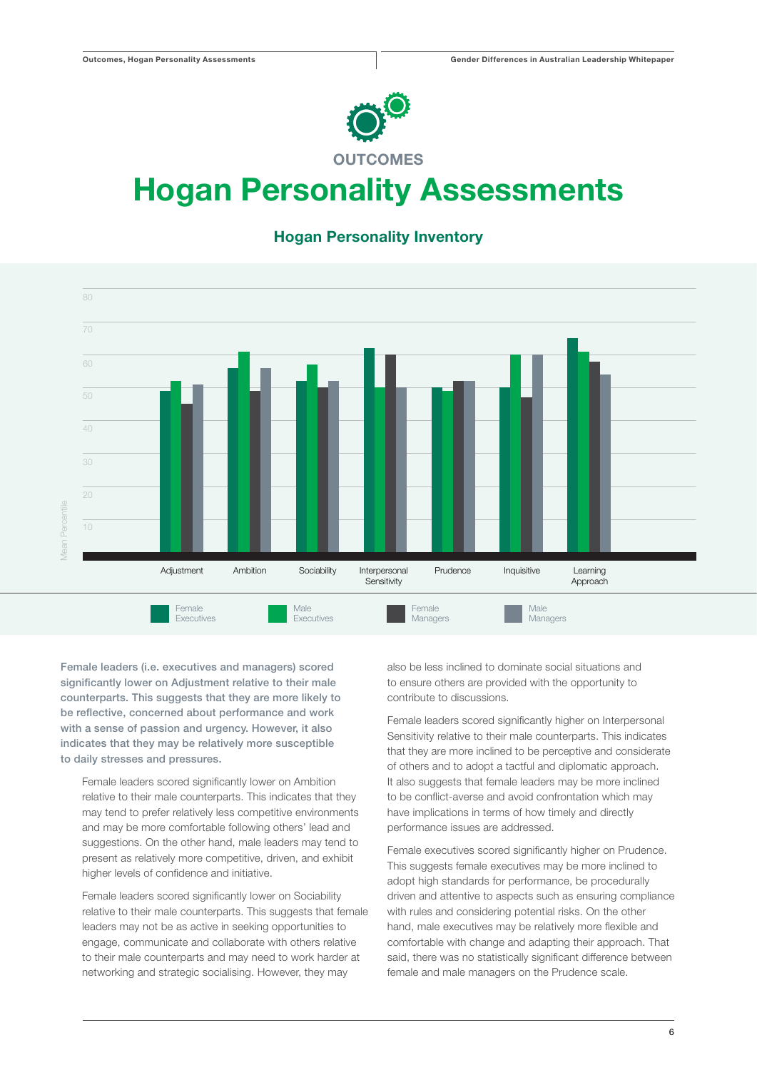OUTCOMES

# Hogan Personality Assessments

## Hogan Personality Inventory

Mean Percentile

80
70
60
50
40
30
20
10

Adjustment · Ambition · Sociability · Interpersonal Sensitivity · Prudence · Inquisitive · Learning Approach

Female Executives · Male Executives · Female Managers · Male Managers

**Female leaders (i.e. executives and managers) scored significantly lower on Adjustment relative to their male counterparts. This suggests that they are more likely to be reflective, concerned about performance and work with a sense of passion and urgency. However, it also indicates that they may be relatively more susceptible to daily stresses and pressures.**

Female leaders scored significantly lower on Ambition relative to their male counterparts. This indicates that they may tend to prefer relatively less competitive environments and may be more comfortable following others' lead and suggestions. On the other hand, male leaders may tend to present as relatively more competitive, driven, and exhibit higher levels of confidence and initiative.

Female leaders scored significantly lower on Sociability relative to their male counterparts. This suggests that female leaders may not be as active in seeking opportunities to engage, communicate and collaborate with others relative to their male counterparts and may need to work harder at networking and strategic socialising. However, they may also be less inclined to dominate social situations and to ensure others are provided with the opportunity to contribute to discussions.

Female leaders scored significantly higher on Interpersonal Sensitivity relative to their male counterparts. This indicates that they are more inclined to be perceptive and considerate of others and to adopt a tactful and diplomatic approach. It also suggests that female leaders may be more inclined to be conflict-averse and avoid confrontation which may have implications in terms of how timely and directly performance issues are addressed.

Female executives scored significantly higher on Prudence. This suggests female executives may be more inclined to adopt high standards for performance, be procedurally driven and attentive to aspects such as ensuring compliance with rules and considering potential risks. On the other hand, male executives may be relatively more flexible and comfortable with change and adapting their approach. That said, there was no statistically significant difference between female and male managers on the Prudence scale.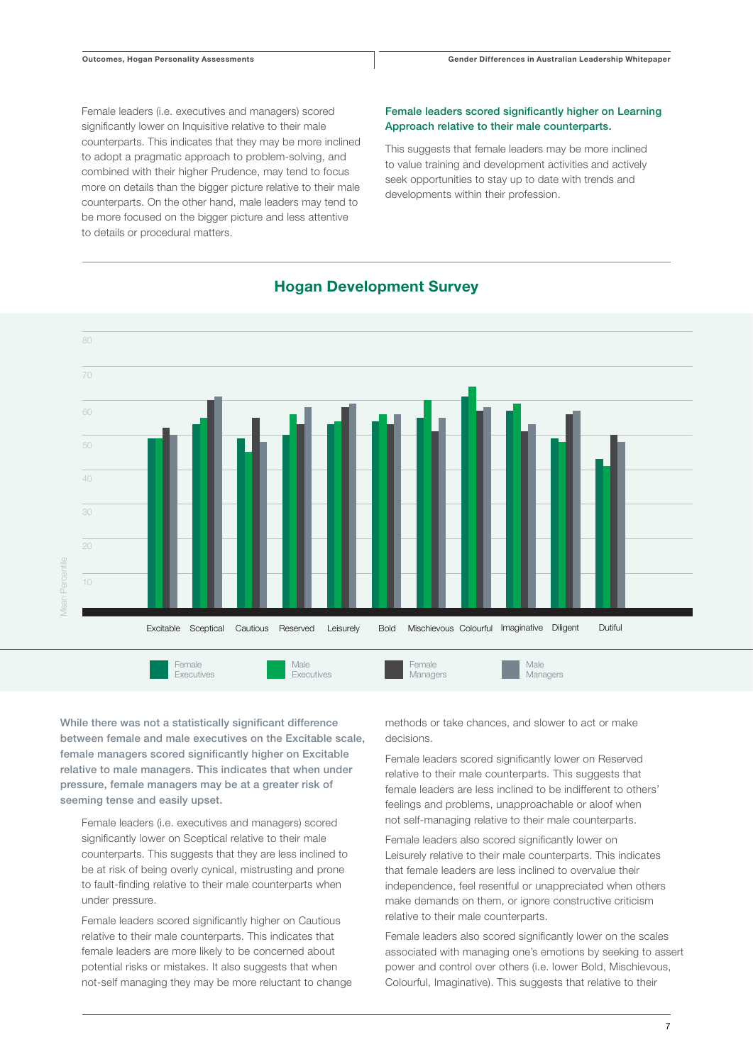Female leaders (i.e. executives and managers) scored significantly lower on Inquisitive relative to their male counterparts. This indicates that they may be more inclined to adopt a pragmatic approach to problem-solving, and combined with their higher Prudence, may tend to focus more on details than the bigger picture relative to their male counterparts. On the other hand, male leaders may tend to be more focused on the bigger picture and less attentive to details or procedural matters.

**Female leaders scored significantly higher on Learning Approach relative to their male counterparts.**

This suggests that female leaders may be more inclined to value training and development activities and actively seek opportunities to stay up to date with trends and developments within their profession.

## Hogan Development Survey

Mean Percentile

Excitable, Sceptical, Cautious, Reserved, Leisurely, Bold, Mischievous, Colourful, Imaginative, Diligent, Dutiful

Female Executives | Male Executives | Female Managers | Male Managers

**While there was not a statistically significant difference between female and male executives on the Excitable scale, female managers scored significantly higher on Excitable relative to male managers. This indicates that when under pressure, female managers may be at a greater risk of seeming tense and easily upset.**

Female leaders (i.e. executives and managers) scored significantly lower on Sceptical relative to their male counterparts. This suggests that they are less inclined to be at risk of being overly cynical, mistrusting and prone to fault-finding relative to their male counterparts when under pressure.

Female leaders scored significantly higher on Cautious relative to their male counterparts. This indicates that female leaders are more likely to be concerned about potential risks or mistakes. It also suggests that when not-self managing they may be more reluctant to change methods or take chances, and slower to act or make decisions.

Female leaders scored significantly lower on Reserved relative to their male counterparts. This suggests that female leaders are less inclined to be indifferent to others' feelings and problems, unapproachable or aloof when not self-managing relative to their male counterparts.

Female leaders also scored significantly lower on Leisurely relative to their male counterparts. This indicates that female leaders are less inclined to overvalue their independence, feel resentful or unappreciated when others make demands on them, or ignore constructive criticism relative to their male counterparts.

Female leaders also scored significantly lower on the scales associated with managing one's emotions by seeking to assert power and control over others (i.e. lower Bold, Mischievous, Colourful, Imaginative). This suggests that relative to their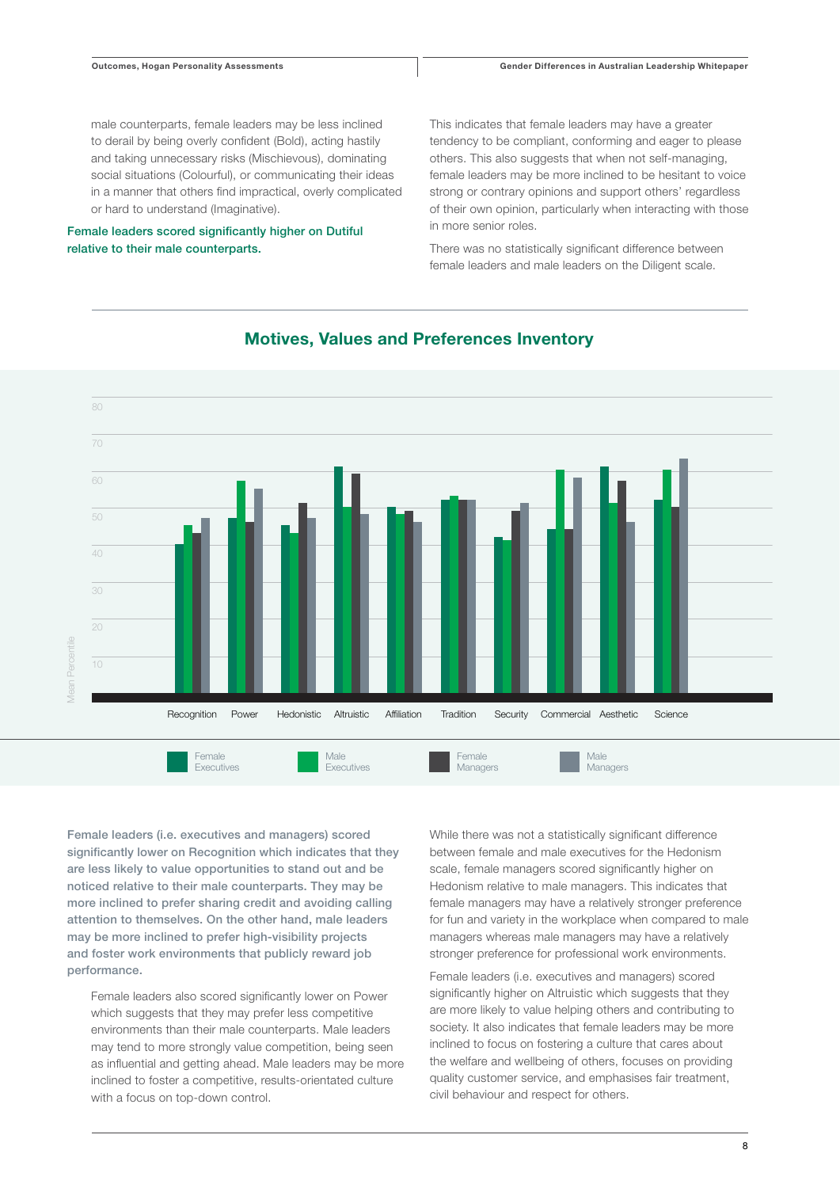male counterparts, female leaders may be less inclined to derail by being overly confident (Bold), acting hastily and taking unnecessary risks (Mischievous), dominating social situations (Colourful), or communicating their ideas in a manner that others find impractical, overly complicated or hard to understand (Imaginative).

**Female leaders scored significantly higher on Dutiful relative to their male counterparts.**

This indicates that female leaders may have a greater tendency to be compliant, conforming and eager to please others. This also suggests that when not self-managing, female leaders may be more inclined to be hesitant to voice strong or contrary opinions and support others' regardless of their own opinion, particularly when interacting with those in more senior roles.

There was no statistically significant difference between female leaders and male leaders on the Diligent scale.

## Motives, Values and Preferences Inventory

Mean Percentile

| | Female Executives | Male Executives | Female Managers | Male Managers |
|---|---|---|---|---|
| Recognition | 40 | 45 | 43 | 47 |
| Power | 47 | 57 | 46 | 55 |
| Hedonistic | 45 | 43 | 51 | 47 |
| Altruistic | 61 | 50 | 59 | 48 |
| Affiliation | 50 | 48 | 49 | 46 |
| Tradition | 52 | 53 | 52 | 52 |
| Security | 42 | 41 | 49 | 51 |
| Commercial | 44 | 60 | 44 | 58 |
| Aesthetic | 61 | 51 | 57 | 46 |
| Science | 52 | 60 | 50 | 63 |

**Female leaders (i.e. executives and managers) scored significantly lower on Recognition which indicates that they are less likely to value opportunities to stand out and be noticed relative to their male counterparts. They may be more inclined to prefer sharing credit and avoiding calling attention to themselves. On the other hand, male leaders may be more inclined to prefer high-visibility projects and foster work environments that publicly reward job performance.**

Female leaders also scored significantly lower on Power which suggests that they may prefer less competitive environments than their male counterparts. Male leaders may tend to more strongly value competition, being seen as influential and getting ahead. Male leaders may be more inclined to foster a competitive, results-orientated culture with a focus on top-down control.

While there was not a statistically significant difference between female and male executives for the Hedonism scale, female managers scored significantly higher on Hedonism relative to male managers. This indicates that female managers may have a relatively stronger preference for fun and variety in the workplace when compared to male managers whereas male managers may have a relatively stronger preference for professional work environments.

Female leaders (i.e. executives and managers) scored significantly higher on Altruistic which suggests that they are more likely to value helping others and contributing to society. It also indicates that female leaders may be more inclined to focus on fostering a culture that cares about the welfare and wellbeing of others, focuses on providing quality customer service, and emphasises fair treatment, civil behaviour and respect for others.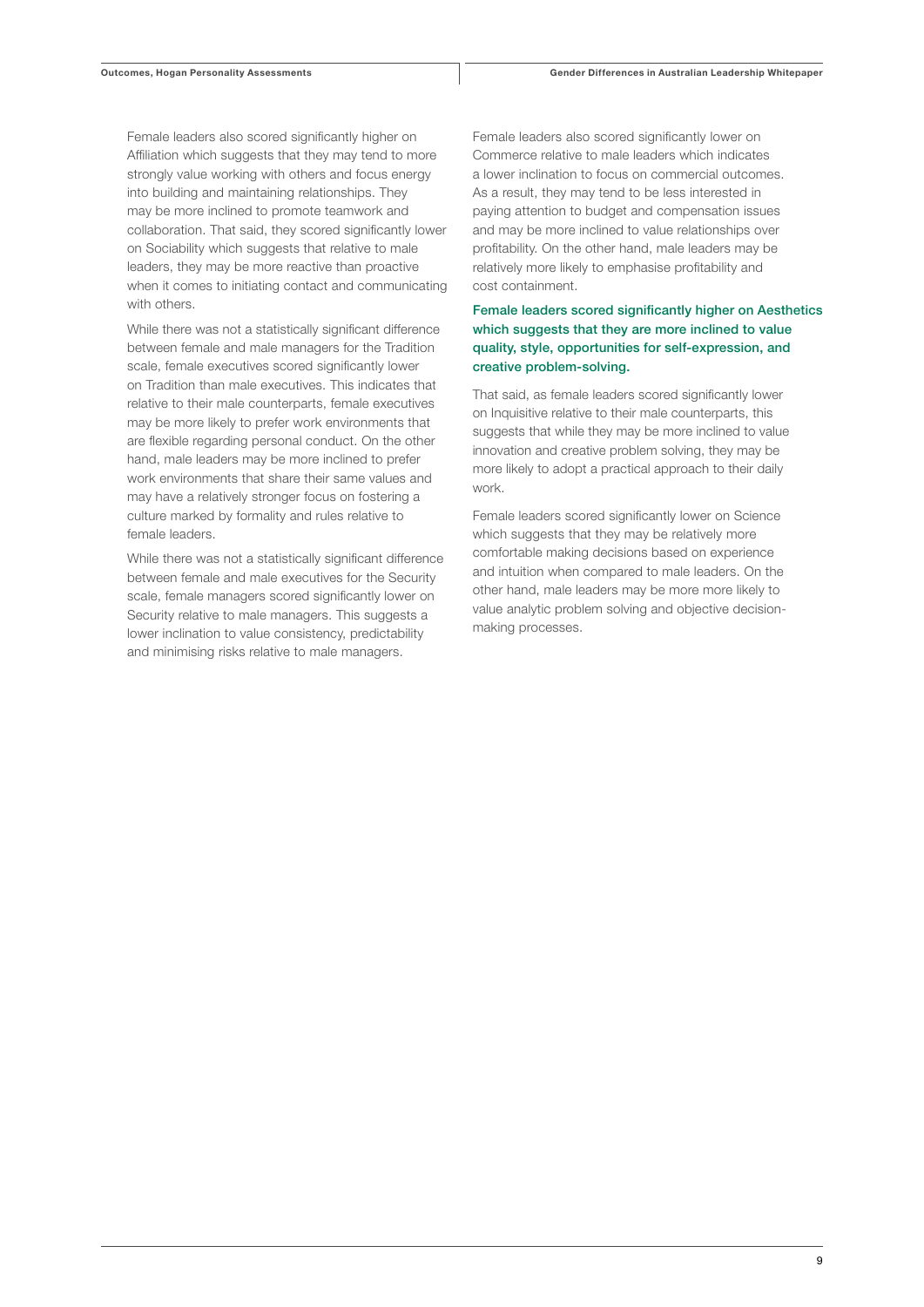Female leaders also scored significantly higher on Affiliation which suggests that they may tend to more strongly value working with others and focus energy into building and maintaining relationships. They may be more inclined to promote teamwork and collaboration. That said, they scored significantly lower on Sociability which suggests that relative to male leaders, they may be more reactive than proactive when it comes to initiating contact and communicating with others.

While there was not a statistically significant difference between female and male managers for the Tradition scale, female executives scored significantly lower on Tradition than male executives. This indicates that relative to their male counterparts, female executives may be more likely to prefer work environments that are flexible regarding personal conduct. On the other hand, male leaders may be more inclined to prefer work environments that share their same values and may have a relatively stronger focus on fostering a culture marked by formality and rules relative to female leaders.

While there was not a statistically significant difference between female and male executives for the Security scale, female managers scored significantly lower on Security relative to male managers. This suggests a lower inclination to value consistency, predictability and minimising risks relative to male managers.

Female leaders also scored significantly lower on Commerce relative to male leaders which indicates a lower inclination to focus on commercial outcomes. As a result, they may tend to be less interested in paying attention to budget and compensation issues and may be more inclined to value relationships over profitability. On the other hand, male leaders may be relatively more likely to emphasise profitability and cost containment.

**Female leaders scored significantly higher on Aesthetics which suggests that they are more inclined to value quality, style, opportunities for self-expression, and creative problem-solving.**

That said, as female leaders scored significantly lower on Inquisitive relative to their male counterparts, this suggests that while they may be more inclined to value innovation and creative problem solving, they may be more likely to adopt a practical approach to their daily work.

Female leaders scored significantly lower on Science which suggests that they may be relatively more comfortable making decisions based on experience and intuition when compared to male leaders. On the other hand, male leaders may be more more likely to value analytic problem solving and objective decision-making processes.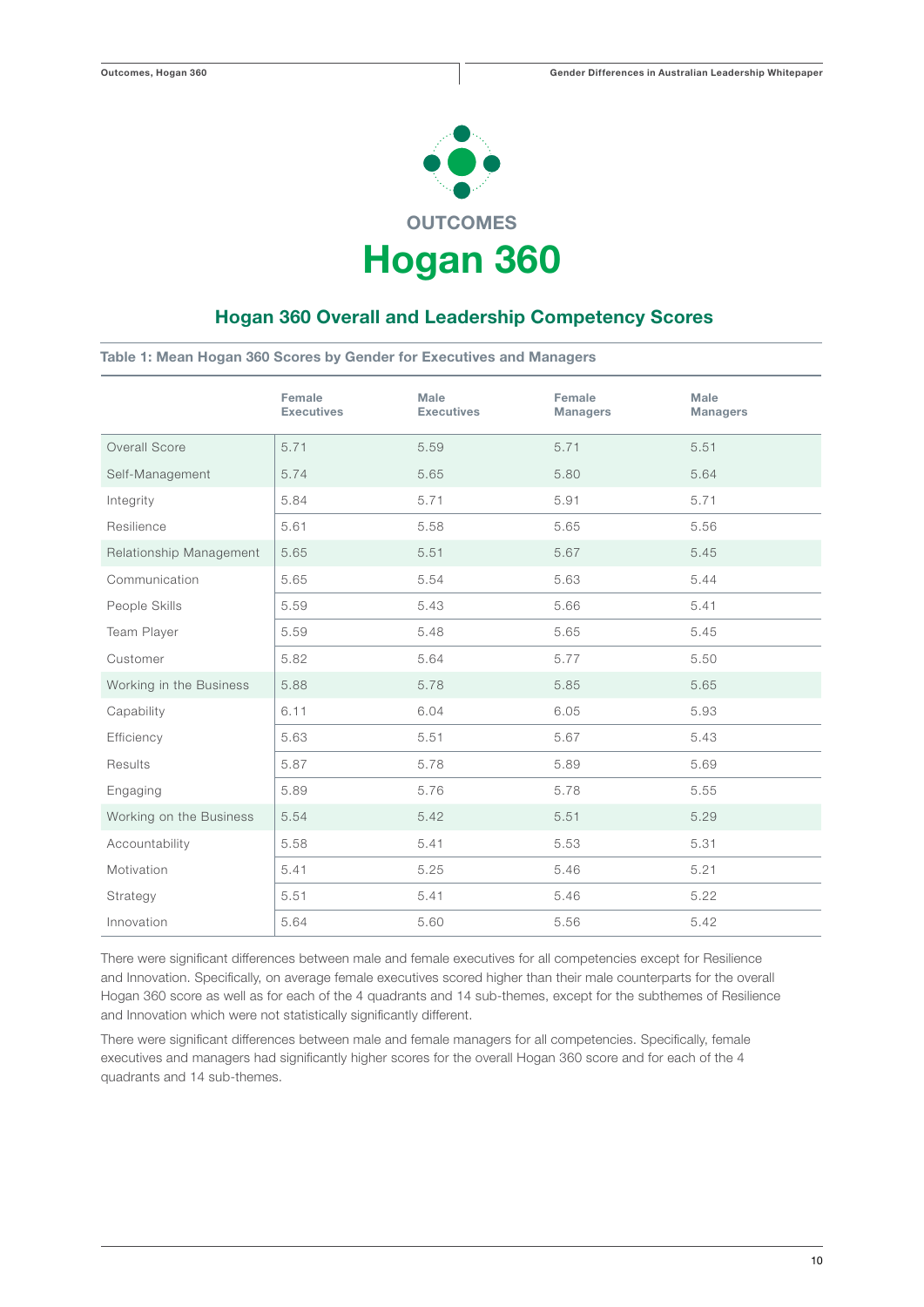OUTCOMES

# Hogan 360

## Hogan 360 Overall and Leadership Competency Scores

**Table 1: Mean Hogan 360 Scores by Gender for Executives and Managers**

| | Female Executives | Male Executives | Female Managers | Male Managers |
|---|---|---|---|---|
| Overall Score | 5.71 | 5.59 | 5.71 | 5.51 |
| Self-Management | 5.74 | 5.65 | 5.80 | 5.64 |
| Integrity | 5.84 | 5.71 | 5.91 | 5.71 |
| Resilience | 5.61 | 5.58 | 5.65 | 5.56 |
| Relationship Management | 5.65 | 5.51 | 5.67 | 5.45 |
| Communication | 5.65 | 5.54 | 5.63 | 5.44 |
| People Skills | 5.59 | 5.43 | 5.66 | 5.41 |
| Team Player | 5.59 | 5.48 | 5.65 | 5.45 |
| Customer | 5.82 | 5.64 | 5.77 | 5.50 |
| Working in the Business | 5.88 | 5.78 | 5.85 | 5.65 |
| Capability | 6.11 | 6.04 | 6.05 | 5.93 |
| Efficiency | 5.63 | 5.51 | 5.67 | 5.43 |
| Results | 5.87 | 5.78 | 5.89 | 5.69 |
| Engaging | 5.89 | 5.76 | 5.78 | 5.55 |
| Working on the Business | 5.54 | 5.42 | 5.51 | 5.29 |
| Accountability | 5.58 | 5.41 | 5.53 | 5.31 |
| Motivation | 5.41 | 5.25 | 5.46 | 5.21 |
| Strategy | 5.51 | 5.41 | 5.46 | 5.22 |
| Innovation | 5.64 | 5.60 | 5.56 | 5.42 |

There were significant differences between male and female executives for all competencies except for Resilience and Innovation. Specifically, on average female executives scored higher than their male counterparts for the overall Hogan 360 score as well as for each of the 4 quadrants and 14 sub-themes, except for the subthemes of Resilience and Innovation which were not statistically significantly different.

There were significant differences between male and female managers for all competencies. Specifically, female executives and managers had significantly higher scores for the overall Hogan 360 score and for each of the 4 quadrants and 14 sub-themes.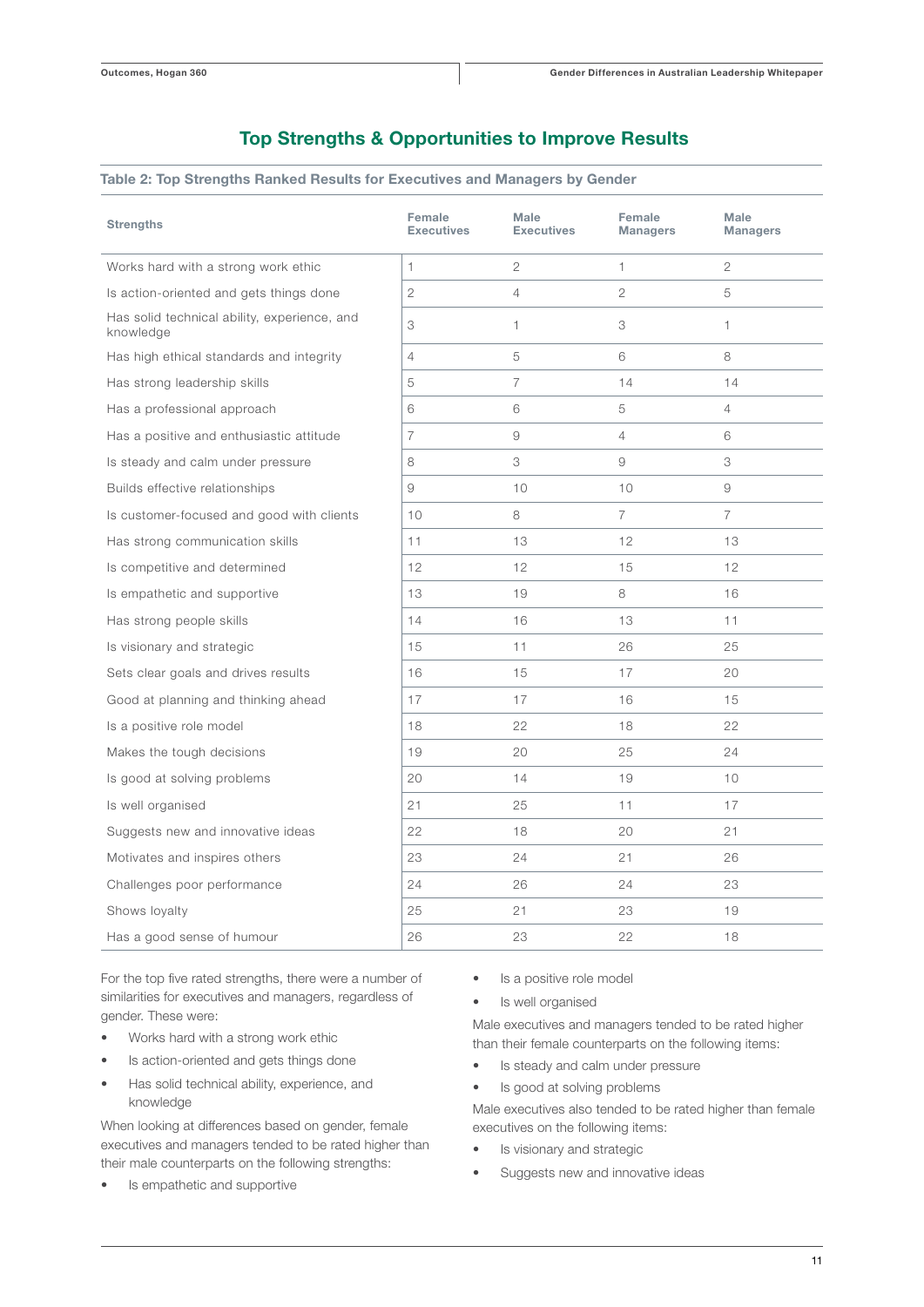## Top Strengths & Opportunities to Improve Results

**Table 2: Top Strengths Ranked Results for Executives and Managers by Gender**

| Strengths | Female Executives | Male Executives | Female Managers | Male Managers |
|---|---|---|---|---|
| Works hard with a strong work ethic | 1 | 2 | 1 | 2 |
| Is action-oriented and gets things done | 2 | 4 | 2 | 5 |
| Has solid technical ability, experience, and knowledge | 3 | 1 | 3 | 1 |
| Has high ethical standards and integrity | 4 | 5 | 6 | 8 |
| Has strong leadership skills | 5 | 7 | 14 | 14 |
| Has a professional approach | 6 | 6 | 5 | 4 |
| Has a positive and enthusiastic attitude | 7 | 9 | 4 | 6 |
| Is steady and calm under pressure | 8 | 3 | 9 | 3 |
| Builds effective relationships | 9 | 10 | 10 | 9 |
| Is customer-focused and good with clients | 10 | 8 | 7 | 7 |
| Has strong communication skills | 11 | 13 | 12 | 13 |
| Is competitive and determined | 12 | 12 | 15 | 12 |
| Is empathetic and supportive | 13 | 19 | 8 | 16 |
| Has strong people skills | 14 | 16 | 13 | 11 |
| Is visionary and strategic | 15 | 11 | 26 | 25 |
| Sets clear goals and drives results | 16 | 15 | 17 | 20 |
| Good at planning and thinking ahead | 17 | 17 | 16 | 15 |
| Is a positive role model | 18 | 22 | 18 | 22 |
| Makes the tough decisions | 19 | 20 | 25 | 24 |
| Is good at solving problems | 20 | 14 | 19 | 10 |
| Is well organised | 21 | 25 | 11 | 17 |
| Suggests new and innovative ideas | 22 | 18 | 20 | 21 |
| Motivates and inspires others | 23 | 24 | 21 | 26 |
| Challenges poor performance | 24 | 26 | 24 | 23 |
| Shows loyalty | 25 | 21 | 23 | 19 |
| Has a good sense of humour | 26 | 23 | 22 | 18 |

For the top five rated strengths, there were a number of similarities for executives and managers, regardless of gender. These were:

- Works hard with a strong work ethic
- Is action-oriented and gets things done
- Has solid technical ability, experience, and knowledge

When looking at differences based on gender, female executives and managers tended to be rated higher than their male counterparts on the following strengths:

- Is empathetic and supportive
- Is a positive role model
- Is well organised

Male executives and managers tended to be rated higher than their female counterparts on the following items:

- Is steady and calm under pressure
- Is good at solving problems

Male executives also tended to be rated higher than female executives on the following items:

- Is visionary and strategic
- Suggests new and innovative ideas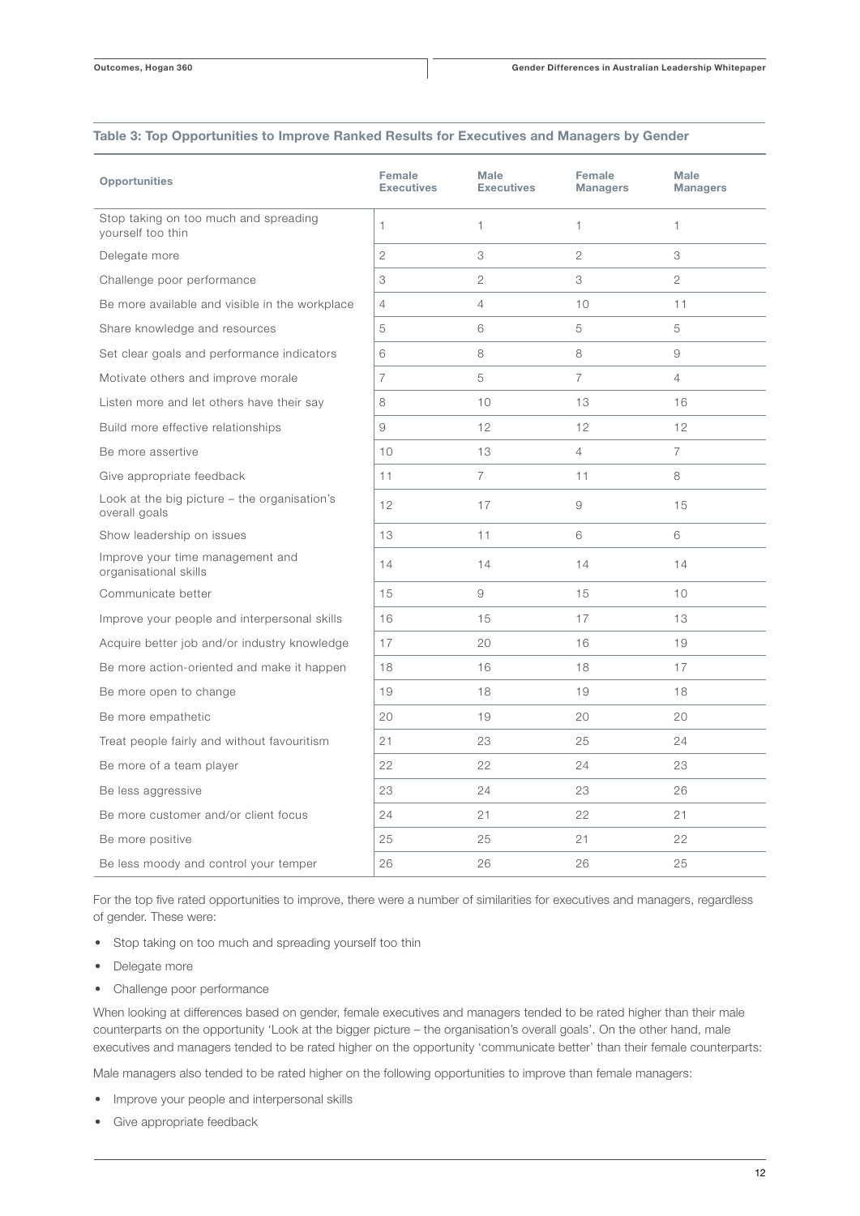### Table 3: Top Opportunities to Improve Ranked Results for Executives and Managers by Gender

| Opportunities | Female Executives | Male Executives | Female Managers | Male Managers |
|---|---|---|---|---|
| Stop taking on too much and spreading yourself too thin | 1 | 1 | 1 | 1 |
| Delegate more | 2 | 3 | 2 | 3 |
| Challenge poor performance | 3 | 2 | 3 | 2 |
| Be more available and visible in the workplace | 4 | 4 | 10 | 11 |
| Share knowledge and resources | 5 | 6 | 5 | 5 |
| Set clear goals and performance indicators | 6 | 8 | 8 | 9 |
| Motivate others and improve morale | 7 | 5 | 7 | 4 |
| Listen more and let others have their say | 8 | 10 | 13 | 16 |
| Build more effective relationships | 9 | 12 | 12 | 12 |
| Be more assertive | 10 | 13 | 4 | 7 |
| Give appropriate feedback | 11 | 7 | 11 | 8 |
| Look at the big picture – the organisation's overall goals | 12 | 17 | 9 | 15 |
| Show leadership on issues | 13 | 11 | 6 | 6 |
| Improve your time management and organisational skills | 14 | 14 | 14 | 14 |
| Communicate better | 15 | 9 | 15 | 10 |
| Improve your people and interpersonal skills | 16 | 15 | 17 | 13 |
| Acquire better job and/or industry knowledge | 17 | 20 | 16 | 19 |
| Be more action-oriented and make it happen | 18 | 16 | 18 | 17 |
| Be more open to change | 19 | 18 | 19 | 18 |
| Be more empathetic | 20 | 19 | 20 | 20 |
| Treat people fairly and without favouritism | 21 | 23 | 25 | 24 |
| Be more of a team player | 22 | 22 | 24 | 23 |
| Be less aggressive | 23 | 24 | 23 | 26 |
| Be more customer and/or client focus | 24 | 21 | 22 | 21 |
| Be more positive | 25 | 25 | 21 | 22 |
| Be less moody and control your temper | 26 | 26 | 26 | 25 |

For the top five rated opportunities to improve, there were a number of similarities for executives and managers, regardless of gender. These were:

- Stop taking on too much and spreading yourself too thin
- Delegate more
- Challenge poor performance

When looking at differences based on gender, female executives and managers tended to be rated higher than their male counterparts on the opportunity 'Look at the bigger picture – the organisation's overall goals'. On the other hand, male executives and managers tended to be rated higher on the opportunity 'communicate better' than their female counterparts:

Male managers also tended to be rated higher on the following opportunities to improve than female managers:

- Improve your people and interpersonal skills
- Give appropriate feedback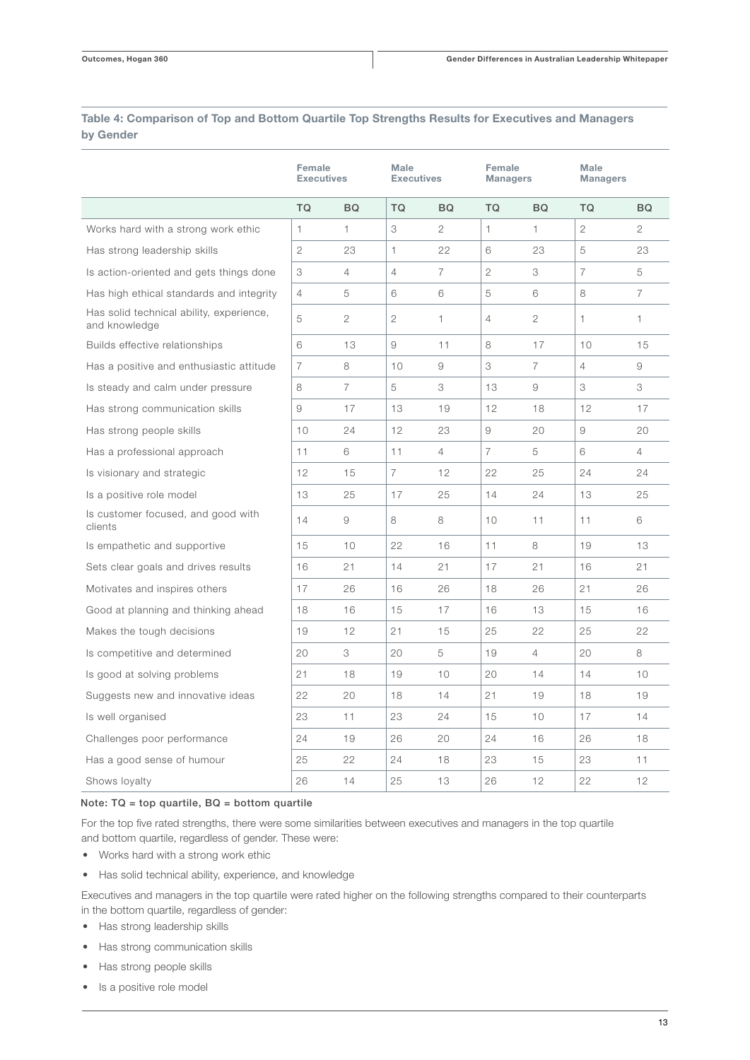**Table 4: Comparison of Top and Bottom Quartile Top Strengths Results for Executives and Managers by Gender**

| | Female Executives | | Male Executives | | Female Managers | | Male Managers | |
|---|---|---|---|---|---|---|---|---|
| | TQ | BQ | TQ | BQ | TQ | BQ | TQ | BQ |
| Works hard with a strong work ethic | 1 | 1 | 3 | 2 | 1 | 1 | 2 | 2 |
| Has strong leadership skills | 2 | 23 | 1 | 22 | 6 | 23 | 5 | 23 |
| Is action-oriented and gets things done | 3 | 4 | 4 | 7 | 2 | 3 | 7 | 5 |
| Has high ethical standards and integrity | 4 | 5 | 6 | 6 | 5 | 6 | 8 | 7 |
| Has solid technical ability, experience, and knowledge | 5 | 2 | 2 | 1 | 4 | 2 | 1 | 1 |
| Builds effective relationships | 6 | 13 | 9 | 11 | 8 | 17 | 10 | 15 |
| Has a positive and enthusiastic attitude | 7 | 8 | 10 | 9 | 3 | 7 | 4 | 9 |
| Is steady and calm under pressure | 8 | 7 | 5 | 3 | 13 | 9 | 3 | 3 |
| Has strong communication skills | 9 | 17 | 13 | 19 | 12 | 18 | 12 | 17 |
| Has strong people skills | 10 | 24 | 12 | 23 | 9 | 20 | 9 | 20 |
| Has a professional approach | 11 | 6 | 11 | 4 | 7 | 5 | 6 | 4 |
| Is visionary and strategic | 12 | 15 | 7 | 12 | 22 | 25 | 24 | 24 |
| Is a positive role model | 13 | 25 | 17 | 25 | 14 | 24 | 13 | 25 |
| Is customer focused, and good with clients | 14 | 9 | 8 | 8 | 10 | 11 | 11 | 6 |
| Is empathetic and supportive | 15 | 10 | 22 | 16 | 11 | 8 | 19 | 13 |
| Sets clear goals and drives results | 16 | 21 | 14 | 21 | 17 | 21 | 16 | 21 |
| Motivates and inspires others | 17 | 26 | 16 | 26 | 18 | 26 | 21 | 26 |
| Good at planning and thinking ahead | 18 | 16 | 15 | 17 | 16 | 13 | 15 | 16 |
| Makes the tough decisions | 19 | 12 | 21 | 15 | 25 | 22 | 25 | 22 |
| Is competitive and determined | 20 | 3 | 20 | 5 | 19 | 4 | 20 | 8 |
| Is good at solving problems | 21 | 18 | 19 | 10 | 20 | 14 | 14 | 10 |
| Suggests new and innovative ideas | 22 | 20 | 18 | 14 | 21 | 19 | 18 | 19 |
| Is well organised | 23 | 11 | 23 | 24 | 15 | 10 | 17 | 14 |
| Challenges poor performance | 24 | 19 | 26 | 20 | 24 | 16 | 26 | 18 |
| Has a good sense of humour | 25 | 22 | 24 | 18 | 23 | 15 | 23 | 11 |
| Shows loyalty | 26 | 14 | 25 | 13 | 26 | 12 | 22 | 12 |

Note: TQ = top quartile, BQ = bottom quartile

For the top five rated strengths, there were some similarities between executives and managers in the top quartile and bottom quartile, regardless of gender. These were:

- Works hard with a strong work ethic
- Has solid technical ability, experience, and knowledge

Executives and managers in the top quartile were rated higher on the following strengths compared to their counterparts in the bottom quartile, regardless of gender:

- Has strong leadership skills
- Has strong communication skills
- Has strong people skills
- Is a positive role model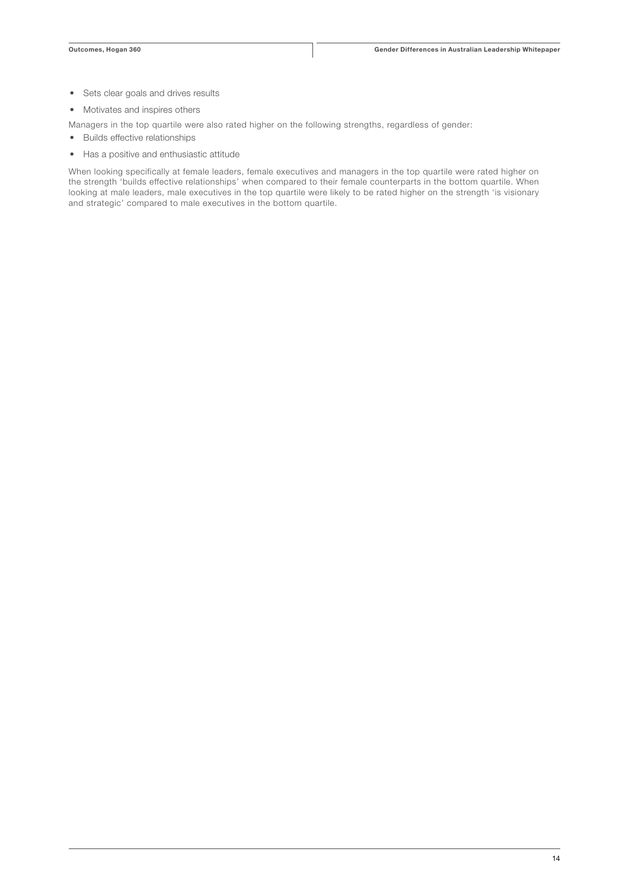- Sets clear goals and drives results
- Motivates and inspires others

Managers in the top quartile were also rated higher on the following strengths, regardless of gender:

- Builds effective relationships
- Has a positive and enthusiastic attitude

When looking specifically at female leaders, female executives and managers in the top quartile were rated higher on the strength 'builds effective relationships' when compared to their female counterparts in the bottom quartile. When looking at male leaders, male executives in the top quartile were likely to be rated higher on the strength 'is visionary and strategic' compared to male executives in the bottom quartile.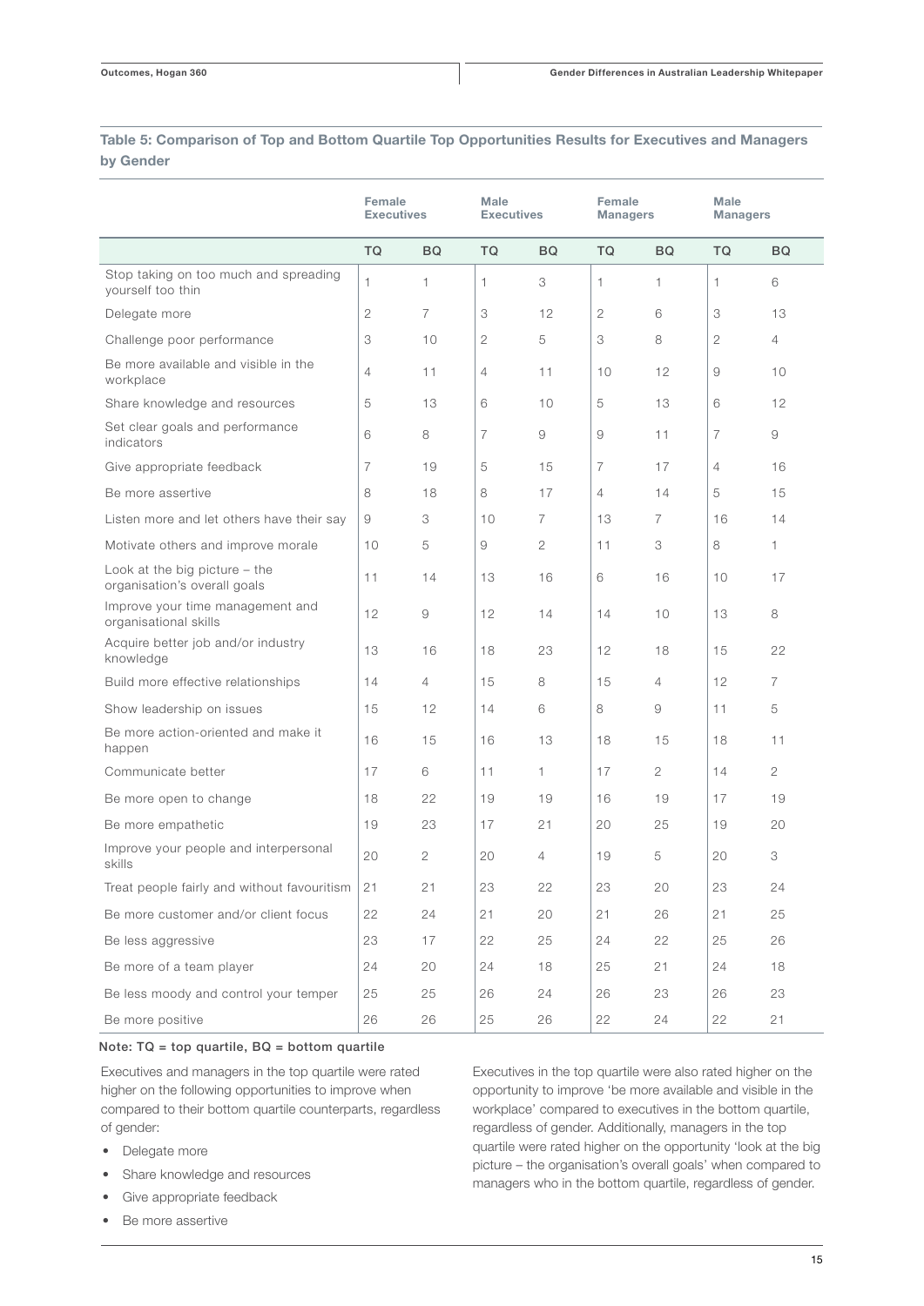**Table 5: Comparison of Top and Bottom Quartile Top Opportunities Results for Executives and Managers by Gender**

| | Female Executives | | Male Executives | | Female Managers | | Male Managers | |
|---|---|---|---|---|---|---|---|---|
| | TQ | BQ | TQ | BQ | TQ | BQ | TQ | BQ |
| Stop taking on too much and spreading yourself too thin | 1 | 1 | 1 | 3 | 1 | 1 | 1 | 6 |
| Delegate more | 2 | 7 | 3 | 12 | 2 | 6 | 3 | 13 |
| Challenge poor performance | 3 | 10 | 2 | 5 | 3 | 8 | 2 | 4 |
| Be more available and visible in the workplace | 4 | 11 | 4 | 11 | 10 | 12 | 9 | 10 |
| Share knowledge and resources | 5 | 13 | 6 | 10 | 5 | 13 | 6 | 12 |
| Set clear goals and performance indicators | 6 | 8 | 7 | 9 | 9 | 11 | 7 | 9 |
| Give appropriate feedback | 7 | 19 | 5 | 15 | 7 | 17 | 4 | 16 |
| Be more assertive | 8 | 18 | 8 | 17 | 4 | 14 | 5 | 15 |
| Listen more and let others have their say | 9 | 3 | 10 | 7 | 13 | 7 | 16 | 14 |
| Motivate others and improve morale | 10 | 5 | 9 | 2 | 11 | 3 | 8 | 1 |
| Look at the big picture – the organisation's overall goals | 11 | 14 | 13 | 16 | 6 | 16 | 10 | 17 |
| Improve your time management and organisational skills | 12 | 9 | 12 | 14 | 14 | 10 | 13 | 8 |
| Acquire better job and/or industry knowledge | 13 | 16 | 18 | 23 | 12 | 18 | 15 | 22 |
| Build more effective relationships | 14 | 4 | 15 | 8 | 15 | 4 | 12 | 7 |
| Show leadership on issues | 15 | 12 | 14 | 6 | 8 | 9 | 11 | 5 |
| Be more action-oriented and make it happen | 16 | 15 | 16 | 13 | 18 | 15 | 18 | 11 |
| Communicate better | 17 | 6 | 11 | 1 | 17 | 2 | 14 | 2 |
| Be more open to change | 18 | 22 | 19 | 19 | 16 | 19 | 17 | 19 |
| Be more empathetic | 19 | 23 | 17 | 21 | 20 | 25 | 19 | 20 |
| Improve your people and interpersonal skills | 20 | 2 | 20 | 4 | 19 | 5 | 20 | 3 |
| Treat people fairly and without favouritism | 21 | 21 | 23 | 22 | 23 | 20 | 23 | 24 |
| Be more customer and/or client focus | 22 | 24 | 21 | 20 | 21 | 26 | 21 | 25 |
| Be less aggressive | 23 | 17 | 22 | 25 | 24 | 22 | 25 | 26 |
| Be more of a team player | 24 | 20 | 24 | 18 | 25 | 21 | 24 | 18 |
| Be less moody and control your temper | 25 | 25 | 26 | 24 | 26 | 23 | 26 | 23 |
| Be more positive | 26 | 26 | 25 | 26 | 22 | 24 | 22 | 21 |

Note: TQ = top quartile, BQ = bottom quartile

Executives and managers in the top quartile were rated higher on the following opportunities to improve when compared to their bottom quartile counterparts, regardless of gender:

- Delegate more
- Share knowledge and resources
- Give appropriate feedback
- Be more assertive

Executives in the top quartile were also rated higher on the opportunity to improve 'be more available and visible in the workplace' compared to executives in the bottom quartile, regardless of gender. Additionally, managers in the top quartile were rated higher on the opportunity 'look at the big picture – the organisation's overall goals' when compared to managers who in the bottom quartile, regardless of gender.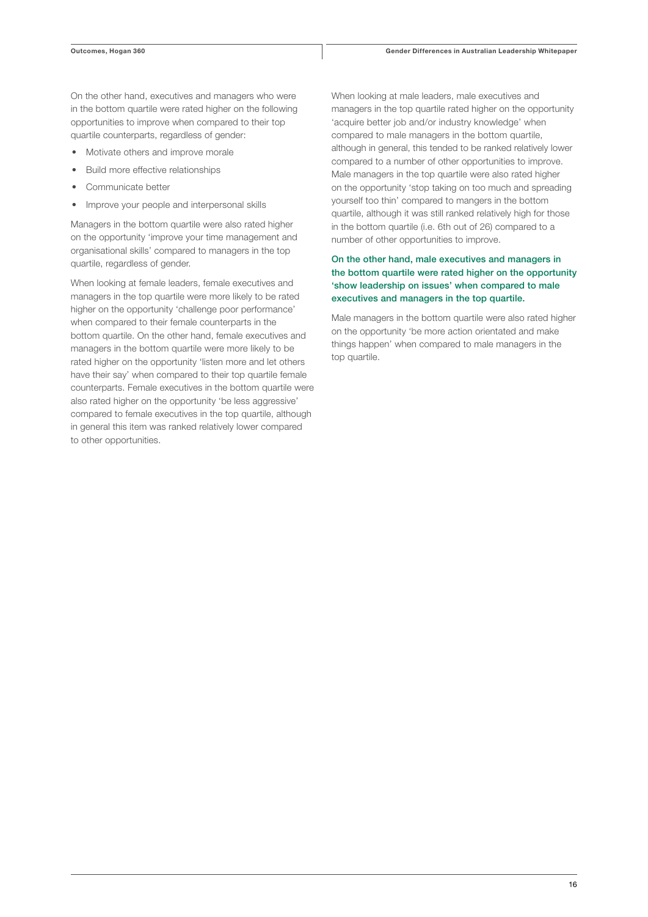On the other hand, executives and managers who were in the bottom quartile were rated higher on the following opportunities to improve when compared to their top quartile counterparts, regardless of gender:

- Motivate others and improve morale
- Build more effective relationships
- Communicate better
- Improve your people and interpersonal skills

Managers in the bottom quartile were also rated higher on the opportunity 'improve your time management and organisational skills' compared to managers in the top quartile, regardless of gender.

When looking at female leaders, female executives and managers in the top quartile were more likely to be rated higher on the opportunity 'challenge poor performance' when compared to their female counterparts in the bottom quartile. On the other hand, female executives and managers in the bottom quartile were more likely to be rated higher on the opportunity 'listen more and let others have their say' when compared to their top quartile female counterparts. Female executives in the bottom quartile were also rated higher on the opportunity 'be less aggressive' compared to female executives in the top quartile, although in general this item was ranked relatively lower compared to other opportunities.

When looking at male leaders, male executives and managers in the top quartile rated higher on the opportunity 'acquire better job and/or industry knowledge' when compared to male managers in the bottom quartile, although in general, this tended to be ranked relatively lower compared to a number of other opportunities to improve. Male managers in the top quartile were also rated higher on the opportunity 'stop taking on too much and spreading yourself too thin' compared to mangers in the bottom quartile, although it was still ranked relatively high for those in the bottom quartile (i.e. 6th out of 26) compared to a number of other opportunities to improve.

**On the other hand, male executives and managers in the bottom quartile were rated higher on the opportunity 'show leadership on issues' when compared to male executives and managers in the top quartile.**

Male managers in the bottom quartile were also rated higher on the opportunity 'be more action orientated and make things happen' when compared to male managers in the top quartile.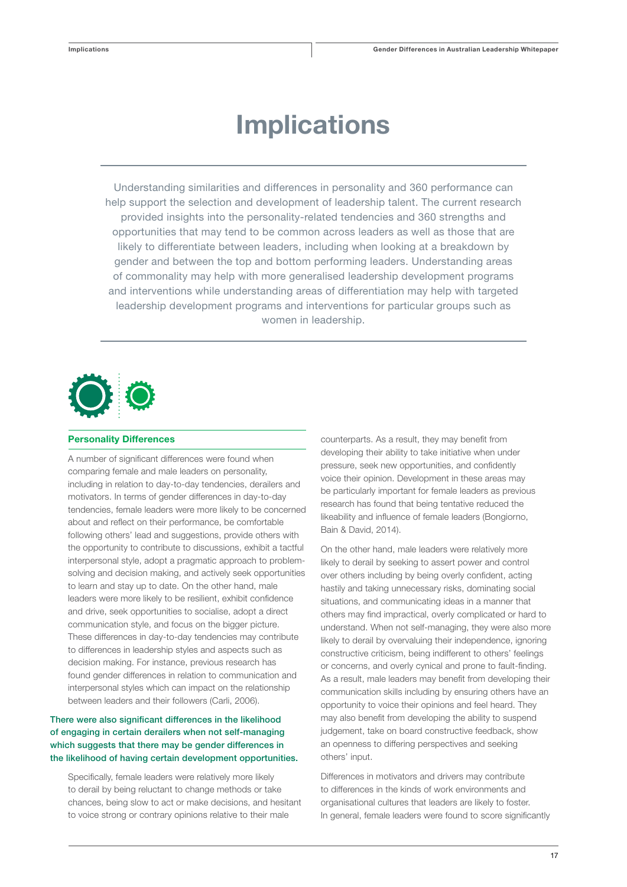# Implications

Understanding similarities and differences in personality and 360 performance can help support the selection and development of leadership talent. The current research provided insights into the personality-related tendencies and 360 strengths and opportunities that may tend to be common across leaders as well as those that are likely to differentiate between leaders, including when looking at a breakdown by gender and between the top and bottom performing leaders. Understanding areas of commonality may help with more generalised leadership development programs and interventions while understanding areas of differentiation may help with targeted leadership development programs and interventions for particular groups such as women in leadership.

## Personality Differences

A number of significant differences were found when comparing female and male leaders on personality, including in relation to day-to-day tendencies, derailers and motivators. In terms of gender differences in day-to-day tendencies, female leaders were more likely to be concerned about and reflect on their performance, be comfortable following others' lead and suggestions, provide others with the opportunity to contribute to discussions, exhibit a tactful interpersonal style, adopt a pragmatic approach to problem-solving and decision making, and actively seek opportunities to learn and stay up to date. On the other hand, male leaders were more likely to be resilient, exhibit confidence and drive, seek opportunities to socialise, adopt a direct communication style, and focus on the bigger picture. These differences in day-to-day tendencies may contribute to differences in leadership styles and aspects such as decision making. For instance, previous research has found gender differences in relation to communication and interpersonal styles which can impact on the relationship between leaders and their followers (Carli, 2006).

**There were also significant differences in the likelihood of engaging in certain derailers when not self-managing which suggests that there may be gender differences in the likelihood of having certain development opportunities.**

Specifically, female leaders were relatively more likely to derail by being reluctant to change methods or take chances, being slow to act or make decisions, and hesitant to voice strong or contrary opinions relative to their male counterparts. As a result, they may benefit from developing their ability to take initiative when under pressure, seek new opportunities, and confidently voice their opinion. Development in these areas may be particularly important for female leaders as previous research has found that being tentative reduced the likeability and influence of female leaders (Bongiorno, Bain & David, 2014).

On the other hand, male leaders were relatively more likely to derail by seeking to assert power and control over others including by being overly confident, acting hastily and taking unnecessary risks, dominating social situations, and communicating ideas in a manner that others may find impractical, overly complicated or hard to understand. When not self-managing, they were also more likely to derail by overvaluing their independence, ignoring constructive criticism, being indifferent to others' feelings or concerns, and overly cynical and prone to fault-finding. As a result, male leaders may benefit from developing their communication skills including by ensuring others have an opportunity to voice their opinions and feel heard. They may also benefit from developing the ability to suspend judgement, take on board constructive feedback, show an openness to differing perspectives and seeking others' input.

Differences in motivators and drivers may contribute to differences in the kinds of work environments and organisational cultures that leaders are likely to foster. In general, female leaders were found to score significantly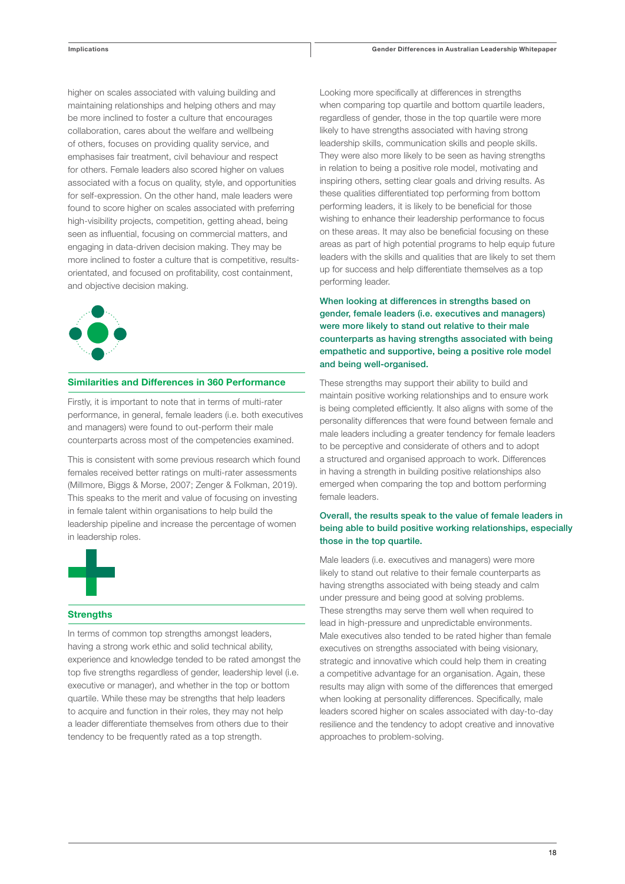higher on scales associated with valuing building and maintaining relationships and helping others and may be more inclined to foster a culture that encourages collaboration, cares about the welfare and wellbeing of others, focuses on providing quality service, and emphasises fair treatment, civil behaviour and respect for others. Female leaders also scored higher on values associated with a focus on quality, style, and opportunities for self-expression. On the other hand, male leaders were found to score higher on scales associated with preferring high-visibility projects, competition, getting ahead, being seen as influential, focusing on commercial matters, and engaging in data-driven decision making. They may be more inclined to foster a culture that is competitive, results-orientated, and focused on profitability, cost containment, and objective decision making.

### Similarities and Differences in 360 Performance

Firstly, it is important to note that in terms of multi-rater performance, in general, female leaders (i.e. both executives and managers) were found to out-perform their male counterparts across most of the competencies examined.

This is consistent with some previous research which found females received better ratings on multi-rater assessments (Millmore, Biggs & Morse, 2007; Zenger & Folkman, 2019). This speaks to the merit and value of focusing on investing in female talent within organisations to help build the leadership pipeline and increase the percentage of women in leadership roles.

### Strengths

In terms of common top strengths amongst leaders, having a strong work ethic and solid technical ability, experience and knowledge tended to be rated amongst the top five strengths regardless of gender, leadership level (i.e. executive or manager), and whether in the top or bottom quartile. While these may be strengths that help leaders to acquire and function in their roles, they may not help a leader differentiate themselves from others due to their tendency to be frequently rated as a top strength.

Looking more specifically at differences in strengths when comparing top quartile and bottom quartile leaders, regardless of gender, those in the top quartile were more likely to have strengths associated with having strong leadership skills, communication skills and people skills. They were also more likely to be seen as having strengths in relation to being a positive role model, motivating and inspiring others, setting clear goals and driving results. As these qualities differentiated top performing from bottom performing leaders, it is likely to be beneficial for those wishing to enhance their leadership performance to focus on these areas. It may also be beneficial focusing on these areas as part of high potential programs to help equip future leaders with the skills and qualities that are likely to set them up for success and help differentiate themselves as a top performing leader.

**When looking at differences in strengths based on gender, female leaders (i.e. executives and managers) were more likely to stand out relative to their male counterparts as having strengths associated with being empathetic and supportive, being a positive role model and being well-organised.**

These strengths may support their ability to build and maintain positive working relationships and to ensure work is being completed efficiently. It also aligns with some of the personality differences that were found between female and male leaders including a greater tendency for female leaders to be perceptive and considerate of others and to adopt a structured and organised approach to work. Differences in having a strength in building positive relationships also emerged when comparing the top and bottom performing female leaders.

**Overall, the results speak to the value of female leaders in being able to build positive working relationships, especially those in the top quartile.**

Male leaders (i.e. executives and managers) were more likely to stand out relative to their female counterparts as having strengths associated with being steady and calm under pressure and being good at solving problems. These strengths may serve them well when required to lead in high-pressure and unpredictable environments. Male executives also tended to be rated higher than female executives on strengths associated with being visionary, strategic and innovative which could help them in creating a competitive advantage for an organisation. Again, these results may align with some of the differences that emerged when looking at personality differences. Specifically, male leaders scored higher on scales associated with day-to-day resilience and the tendency to adopt creative and innovative approaches to problem-solving.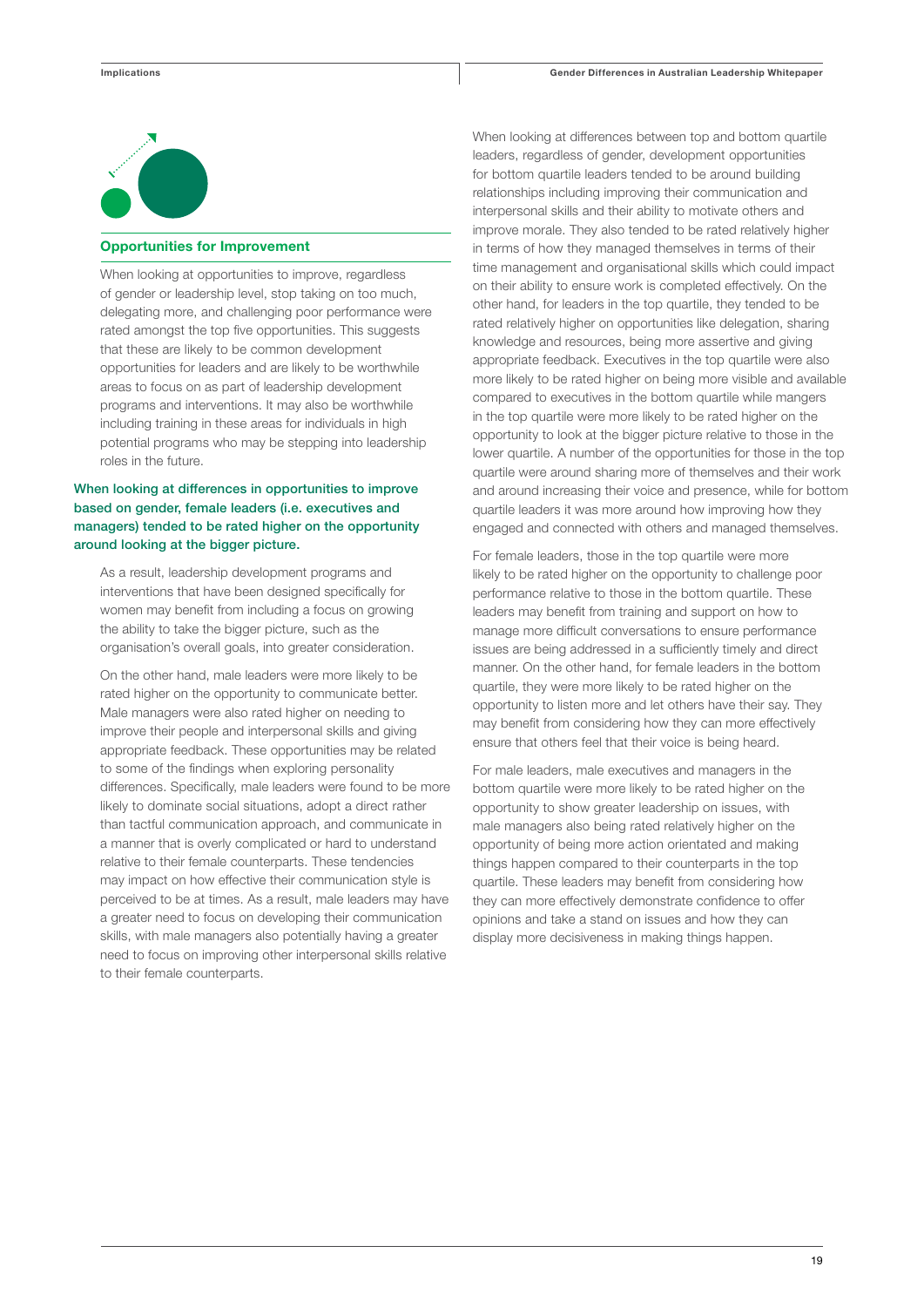## Opportunities for Improvement

When looking at opportunities to improve, regardless of gender or leadership level, stop taking on too much, delegating more, and challenging poor performance were rated amongst the top five opportunities. This suggests that these are likely to be common development opportunities for leaders and are likely to be worthwhile areas to focus on as part of leadership development programs and interventions. It may also be worthwhile including training in these areas for individuals in high potential programs who may be stepping into leadership roles in the future.

**When looking at differences in opportunities to improve based on gender, female leaders (i.e. executives and managers) tended to be rated higher on the opportunity around looking at the bigger picture.**

As a result, leadership development programs and interventions that have been designed specifically for women may benefit from including a focus on growing the ability to take the bigger picture, such as the organisation's overall goals, into greater consideration.

On the other hand, male leaders were more likely to be rated higher on the opportunity to communicate better. Male managers were also rated higher on needing to improve their people and interpersonal skills and giving appropriate feedback. These opportunities may be related to some of the findings when exploring personality differences. Specifically, male leaders were found to be more likely to dominate social situations, adopt a direct rather than tactful communication approach, and communicate in a manner that is overly complicated or hard to understand relative to their female counterparts. These tendencies may impact on how effective their communication style is perceived to be at times. As a result, male leaders may have a greater need to focus on developing their communication skills, with male managers also potentially having a greater need to focus on improving other interpersonal skills relative to their female counterparts.

When looking at differences between top and bottom quartile leaders, regardless of gender, development opportunities for bottom quartile leaders tended to be around building relationships including improving their communication and interpersonal skills and their ability to motivate others and improve morale. They also tended to be rated relatively higher in terms of how they managed themselves in terms of their time management and organisational skills which could impact on their ability to ensure work is completed effectively. On the other hand, for leaders in the top quartile, they tended to be rated relatively higher on opportunities like delegation, sharing knowledge and resources, being more assertive and giving appropriate feedback. Executives in the top quartile were also more likely to be rated higher on being more visible and available compared to executives in the bottom quartile while mangers in the top quartile were more likely to be rated higher on the opportunity to look at the bigger picture relative to those in the lower quartile. A number of the opportunities for those in the top quartile were around sharing more of themselves and their work and around increasing their voice and presence, while for bottom quartile leaders it was more around how improving how they engaged and connected with others and managed themselves.

For female leaders, those in the top quartile were more likely to be rated higher on the opportunity to challenge poor performance relative to those in the bottom quartile. These leaders may benefit from training and support on how to manage more difficult conversations to ensure performance issues are being addressed in a sufficiently timely and direct manner. On the other hand, for female leaders in the bottom quartile, they were more likely to be rated higher on the opportunity to listen more and let others have their say. They may benefit from considering how they can more effectively ensure that others feel that their voice is being heard.

For male leaders, male executives and managers in the bottom quartile were more likely to be rated higher on the opportunity to show greater leadership on issues, with male managers also being rated relatively higher on the opportunity of being more action orientated and making things happen compared to their counterparts in the top quartile. These leaders may benefit from considering how they can more effectively demonstrate confidence to offer opinions and take a stand on issues and how they can display more decisiveness in making things happen.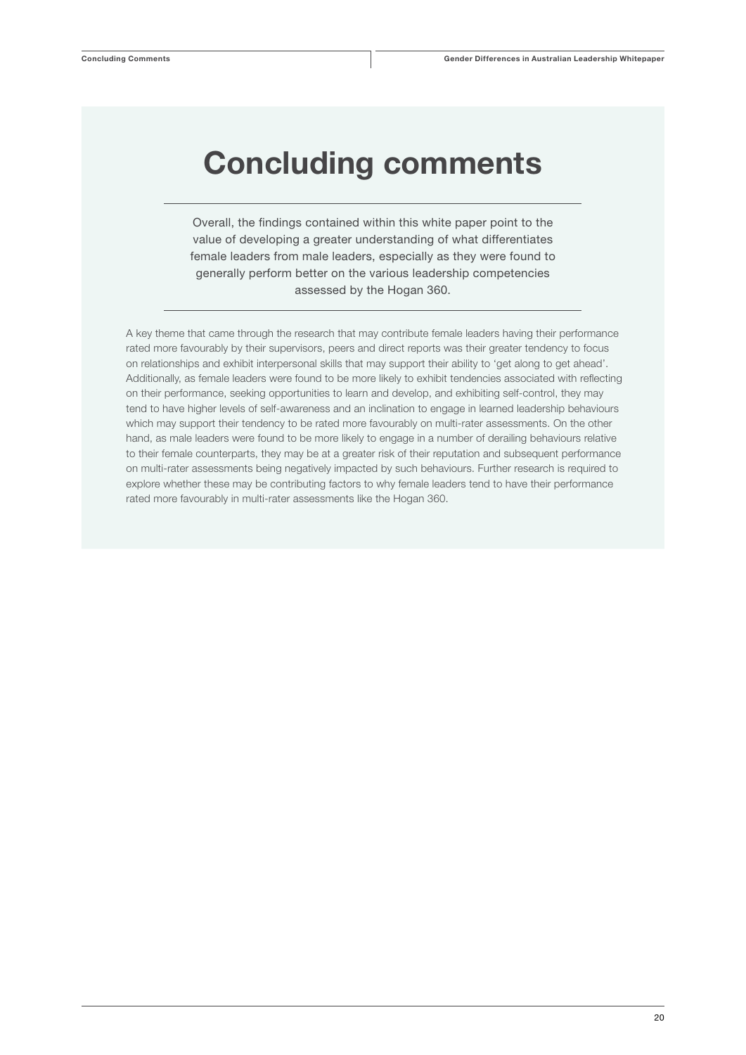# Concluding comments

Overall, the findings contained within this white paper point to the value of developing a greater understanding of what differentiates female leaders from male leaders, especially as they were found to generally perform better on the various leadership competencies assessed by the Hogan 360.

A key theme that came through the research that may contribute female leaders having their performance rated more favourably by their supervisors, peers and direct reports was their greater tendency to focus on relationships and exhibit interpersonal skills that may support their ability to 'get along to get ahead'. Additionally, as female leaders were found to be more likely to exhibit tendencies associated with reflecting on their performance, seeking opportunities to learn and develop, and exhibiting self-control, they may tend to have higher levels of self-awareness and an inclination to engage in learned leadership behaviours which may support their tendency to be rated more favourably on multi-rater assessments. On the other hand, as male leaders were found to be more likely to engage in a number of derailing behaviours relative to their female counterparts, they may be at a greater risk of their reputation and subsequent performance on multi-rater assessments being negatively impacted by such behaviours. Further research is required to explore whether these may be contributing factors to why female leaders tend to have their performance rated more favourably in multi-rater assessments like the Hogan 360.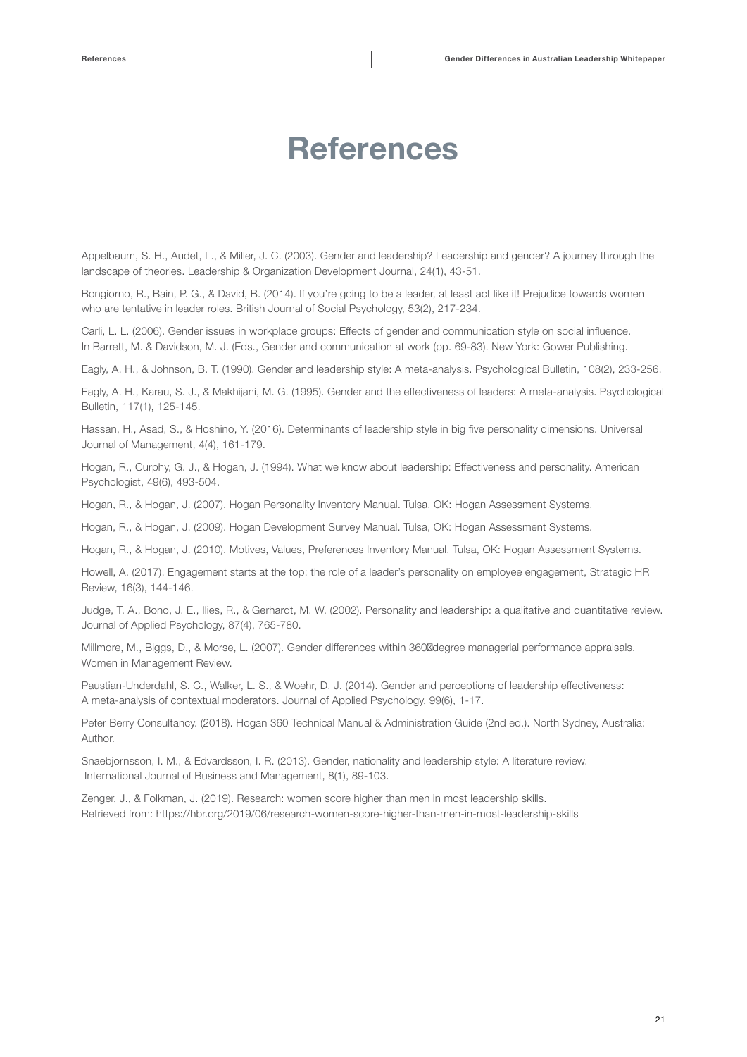# References

Appelbaum, S. H., Audet, L., & Miller, J. C. (2003). Gender and leadership? Leadership and gender? A journey through the landscape of theories. Leadership & Organization Development Journal, 24(1), 43-51.

Bongiorno, R., Bain, P. G., & David, B. (2014). If you're going to be a leader, at least act like it! Prejudice towards women who are tentative in leader roles. British Journal of Social Psychology, 53(2), 217-234.

Carli, L. L. (2006). Gender issues in workplace groups: Effects of gender and communication style on social influence. In Barrett, M. & Davidson, M. J. (Eds., Gender and communication at work (pp. 69-83). New York: Gower Publishing.

Eagly, A. H., & Johnson, B. T. (1990). Gender and leadership style: A meta-analysis. Psychological Bulletin, 108(2), 233-256.

Eagly, A. H., Karau, S. J., & Makhijani, M. G. (1995). Gender and the effectiveness of leaders: A meta-analysis. Psychological Bulletin, 117(1), 125-145.

Hassan, H., Asad, S., & Hoshino, Y. (2016). Determinants of leadership style in big five personality dimensions. Universal Journal of Management, 4(4), 161-179.

Hogan, R., Curphy, G. J., & Hogan, J. (1994). What we know about leadership: Effectiveness and personality. American Psychologist, 49(6), 493-504.

Hogan, R., & Hogan, J. (2007). Hogan Personality Inventory Manual. Tulsa, OK: Hogan Assessment Systems.

Hogan, R., & Hogan, J. (2009). Hogan Development Survey Manual. Tulsa, OK: Hogan Assessment Systems.

Hogan, R., & Hogan, J. (2010). Motives, Values, Preferences Inventory Manual. Tulsa, OK: Hogan Assessment Systems.

Howell, A. (2017). Engagement starts at the top: the role of a leader's personality on employee engagement, Strategic HR Review, 16(3), 144-146.

Judge, T. A., Bono, J. E., Ilies, R., & Gerhardt, M. W. (2002). Personality and leadership: a qualitative and quantitative review. Journal of Applied Psychology, 87(4), 765-780.

Millmore, M., Biggs, D., & Morse, L. (2007). Gender differences within 360‐degree managerial performance appraisals. Women in Management Review.

Paustian-Underdahl, S. C., Walker, L. S., & Woehr, D. J. (2014). Gender and perceptions of leadership effectiveness: A meta-analysis of contextual moderators. Journal of Applied Psychology, 99(6), 1-17.

Peter Berry Consultancy. (2018). Hogan 360 Technical Manual & Administration Guide (2nd ed.). North Sydney, Australia: Author.

Snaebjornsson, I. M., & Edvardsson, I. R. (2013). Gender, nationality and leadership style: A literature review. International Journal of Business and Management, 8(1), 89-103.

Zenger, J., & Folkman, J. (2019). Research: women score higher than men in most leadership skills. Retrieved from: https://hbr.org/2019/06/research-women-score-higher-than-men-in-most-leadership-skills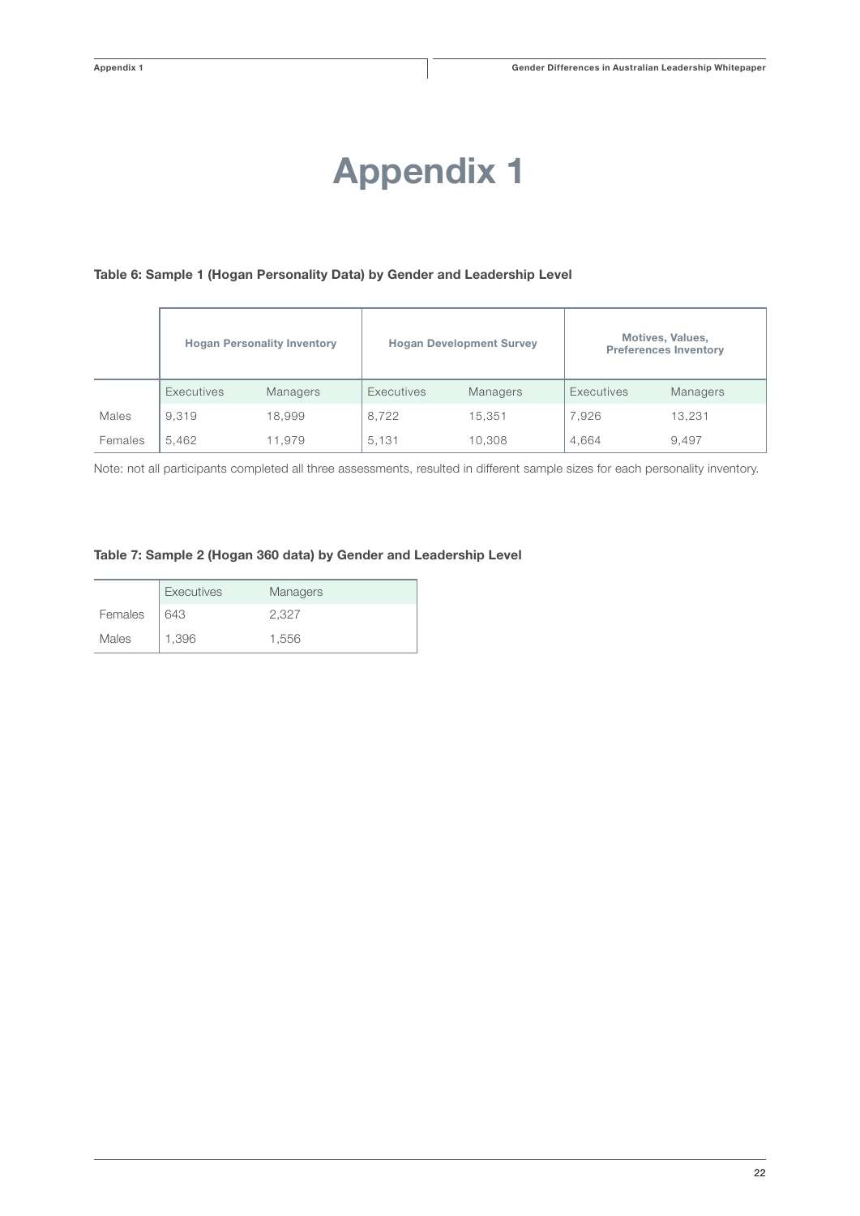# Appendix 1

**Table 6: Sample 1 (Hogan Personality Data) by Gender and Leadership Level**

| | Hogan Personality Inventory | | Hogan Development Survey | | Motives, Values, Preferences Inventory | |
|---|---|---|---|---|---|---|
| | Executives | Managers | Executives | Managers | Executives | Managers |
| Males | 9,319 | 18,999 | 8,722 | 15,351 | 7,926 | 13,231 |
| Females | 5,462 | 11,979 | 5,131 | 10,308 | 4,664 | 9,497 |

Note: not all participants completed all three assessments, resulted in different sample sizes for each personality inventory.

**Table 7: Sample 2 (Hogan 360 data) by Gender and Leadership Level**

| | Executives | Managers |
|---|---|---|
| Females | 643 | 2,327 |
| Males | 1,396 | 1,556 |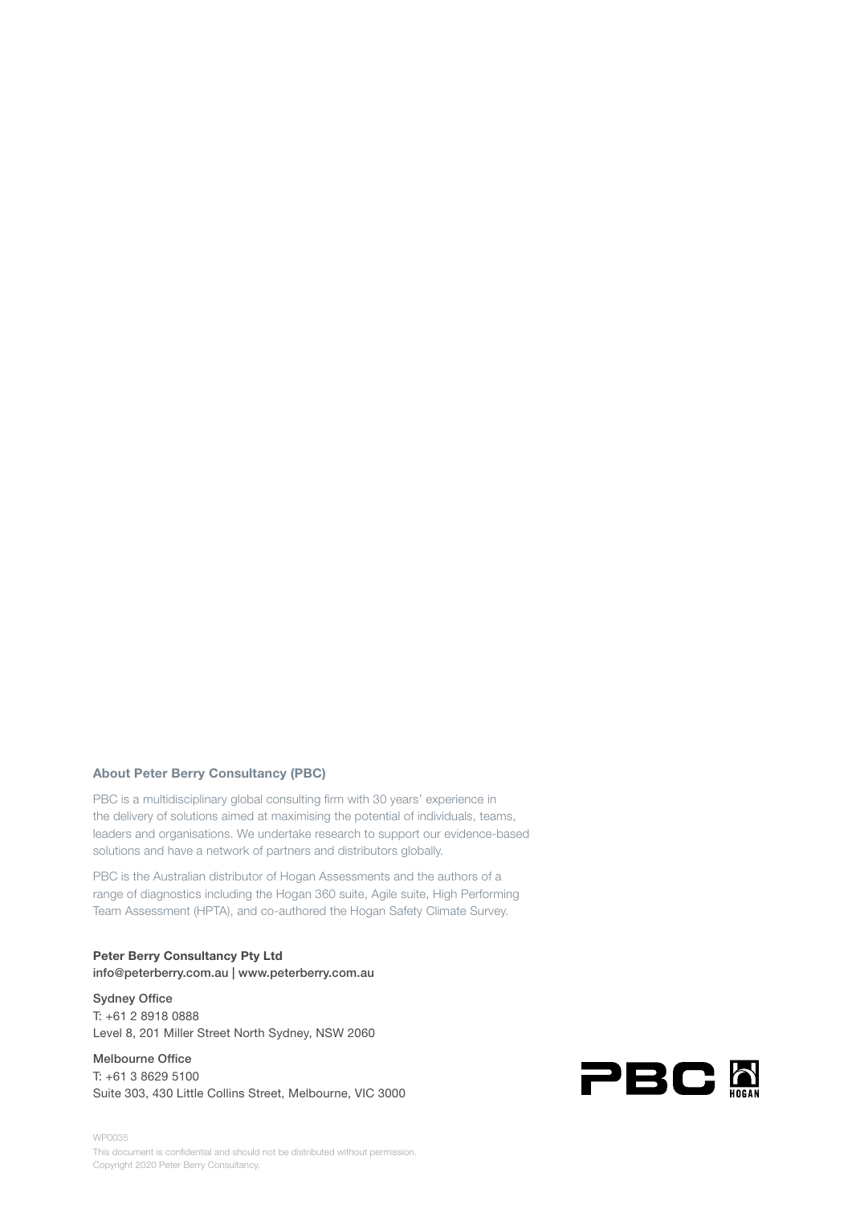### About Peter Berry Consultancy (PBC)

PBC is a multidisciplinary global consulting firm with 30 years' experience in the delivery of solutions aimed at maximising the potential of individuals, teams, leaders and organisations. We undertake research to support our evidence-based solutions and have a network of partners and distributors globally.

PBC is the Australian distributor of Hogan Assessments and the authors of a range of diagnostics including the Hogan 360 suite, Agile suite, High Performing Team Assessment (HPTA), and co-authored the Hogan Safety Climate Survey.

**Peter Berry Consultancy Pty Ltd**
info@peterberry.com.au | www.peterberry.com.au

Sydney Office
T: +61 2 8918 0888
Level 8, 201 Miller Street North Sydney, NSW 2060

Melbourne Office
T: +61 3 8629 5100
Suite 303, 430 Little Collins Street, Melbourne, VIC 3000

PBC HOGAN

WP0035
This document is confidential and should not be distributed without permission.
Copyright 2020 Peter Berry Consultancy.